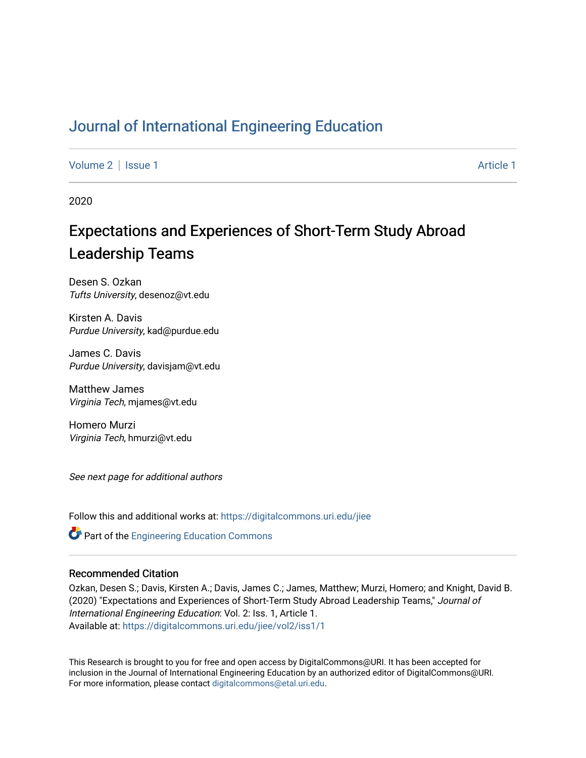# Journal of International Engineering Education

Volume 2 | Issue 1 Article 1

2020

## Expectations and Experiences of Short-Term Study Abroad Leadership Teams

Desen S. Ozkan
*Tufts University*, desenoz@vt.edu

Kirsten A. Davis
*Purdue University*, kad@purdue.edu

James C. Davis
*Purdue University*, davisjam@vt.edu

Matthew James
*Virginia Tech*, mjames@vt.edu

Homero Murzi
*Virginia Tech*, hmurzi@vt.edu

*See next page for additional authors*

Follow this and additional works at: https://digitalcommons.uri.edu/jiee

Part of the Engineering Education Commons

### Recommended Citation

Ozkan, Desen S.; Davis, Kirsten A.; Davis, James C.; James, Matthew; Murzi, Homero; and Knight, David B. (2020) "Expectations and Experiences of Short-Term Study Abroad Leadership Teams," *Journal of International Engineering Education*: Vol. 2: Iss. 1, Article 1.
Available at: https://digitalcommons.uri.edu/jiee/vol2/iss1/1

This Research is brought to you for free and open access by DigitalCommons@URI. It has been accepted for inclusion in the Journal of International Engineering Education by an authorized editor of DigitalCommons@URI. For more information, please contact digitalcommons@etal.uri.edu.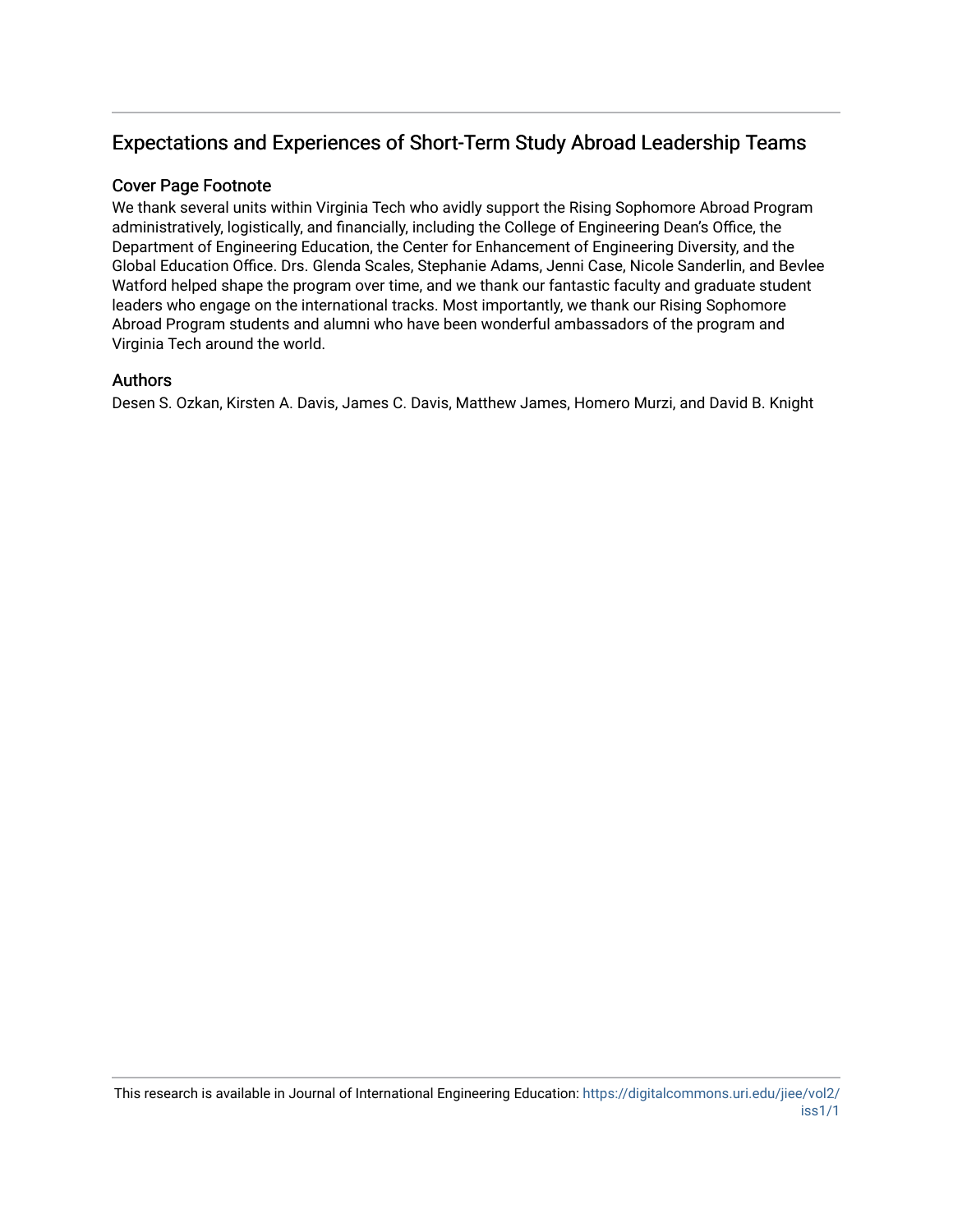# Expectations and Experiences of Short-Term Study Abroad Leadership Teams

## Cover Page Footnote

We thank several units within Virginia Tech who avidly support the Rising Sophomore Abroad Program administratively, logistically, and financially, including the College of Engineering Dean's Office, the Department of Engineering Education, the Center for Enhancement of Engineering Diversity, and the Global Education Office. Drs. Glenda Scales, Stephanie Adams, Jenni Case, Nicole Sanderlin, and Bevlee Watford helped shape the program over time, and we thank our fantastic faculty and graduate student leaders who engage on the international tracks. Most importantly, we thank our Rising Sophomore Abroad Program students and alumni who have been wonderful ambassadors of the program and Virginia Tech around the world.

## Authors

Desen S. Ozkan, Kirsten A. Davis, James C. Davis, Matthew James, Homero Murzi, and David B. Knight

This research is available in Journal of International Engineering Education: https://digitalcommons.uri.edu/jiee/vol2/iss1/1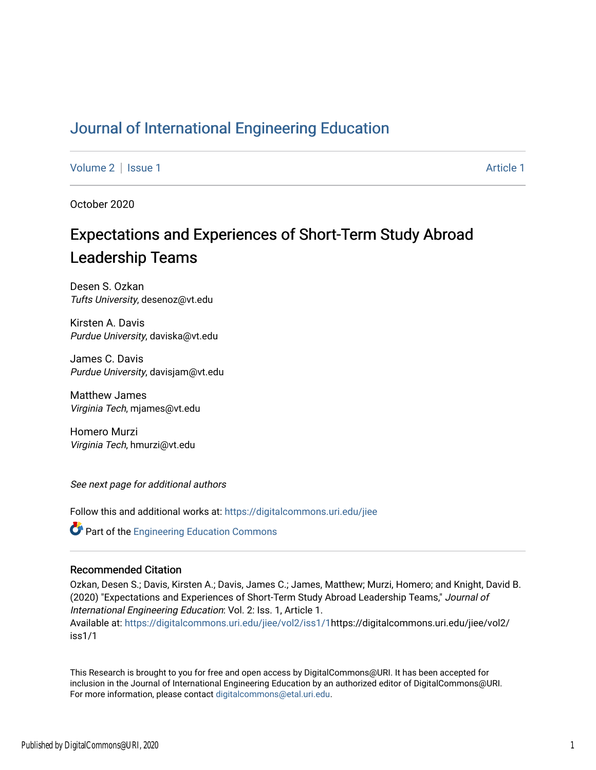# Journal of International Engineering Education

Volume 2 | Issue 1 Article 1

October 2020

## Expectations and Experiences of Short-Term Study Abroad Leadership Teams

Desen S. Ozkan
*Tufts University*, desenoz@vt.edu

Kirsten A. Davis
*Purdue University*, daviska@vt.edu

James C. Davis
*Purdue University*, davisjam@vt.edu

Matthew James
*Virginia Tech*, mjames@vt.edu

Homero Murzi
*Virginia Tech*, hmurzi@vt.edu

*See next page for additional authors*

Follow this and additional works at: https://digitalcommons.uri.edu/jiee

Part of the Engineering Education Commons

### Recommended Citation

Ozkan, Desen S.; Davis, Kirsten A.; Davis, James C.; James, Matthew; Murzi, Homero; and Knight, David B. (2020) "Expectations and Experiences of Short-Term Study Abroad Leadership Teams," *Journal of International Engineering Education*: Vol. 2: Iss. 1, Article 1.
Available at: https://digitalcommons.uri.edu/jiee/vol2/iss1/1https://digitalcommons.uri.edu/jiee/vol2/iss1/1

This Research is brought to you for free and open access by DigitalCommons@URI. It has been accepted for inclusion in the Journal of International Engineering Education by an authorized editor of DigitalCommons@URI. For more information, please contact digitalcommons@etal.uri.edu.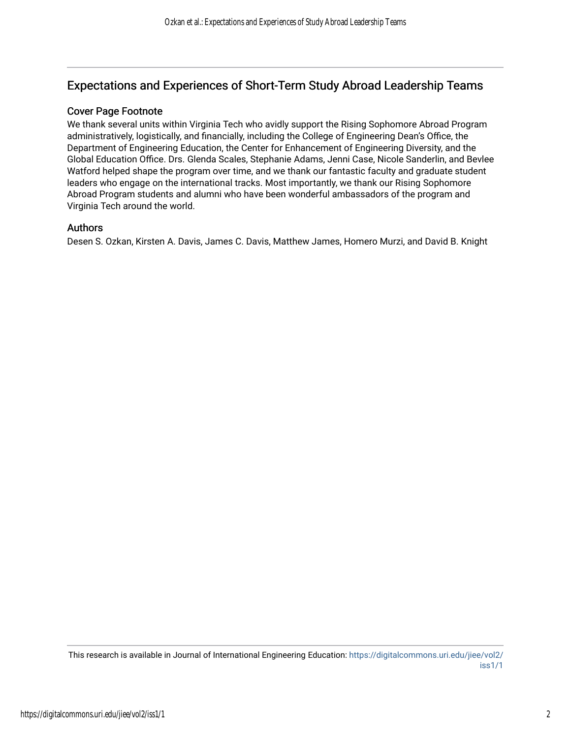## Expectations and Experiences of Short-Term Study Abroad Leadership Teams

### Cover Page Footnote

We thank several units within Virginia Tech who avidly support the Rising Sophomore Abroad Program administratively, logistically, and financially, including the College of Engineering Dean's Office, the Department of Engineering Education, the Center for Enhancement of Engineering Diversity, and the Global Education Office. Drs. Glenda Scales, Stephanie Adams, Jenni Case, Nicole Sanderlin, and Bevlee Watford helped shape the program over time, and we thank our fantastic faculty and graduate student leaders who engage on the international tracks. Most importantly, we thank our Rising Sophomore Abroad Program students and alumni who have been wonderful ambassadors of the program and Virginia Tech around the world.

### Authors

Desen S. Ozkan, Kirsten A. Davis, James C. Davis, Matthew James, Homero Murzi, and David B. Knight

This research is available in Journal of International Engineering Education: https://digitalcommons.uri.edu/jiee/vol2/iss1/1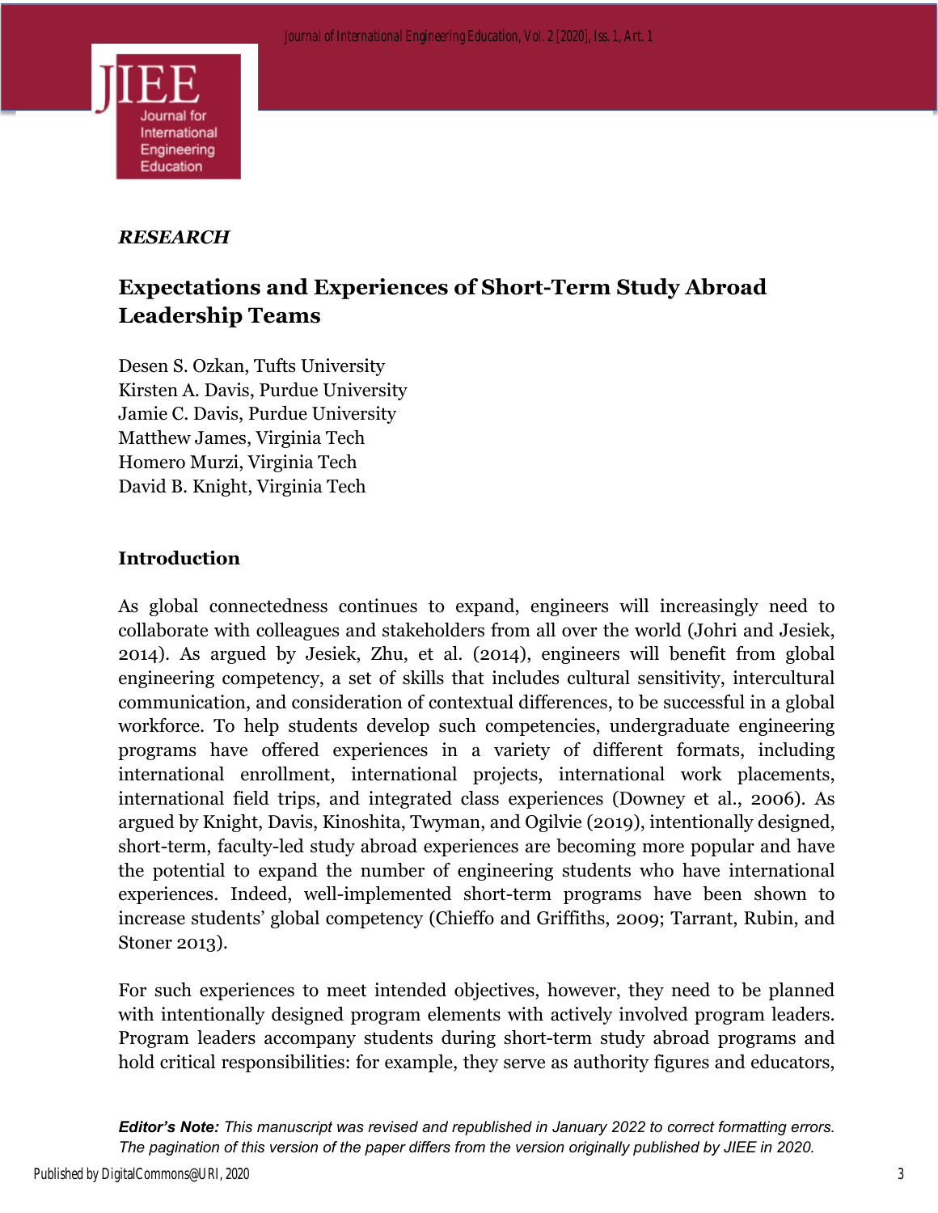*RESEARCH*

# Expectations and Experiences of Short-Term Study Abroad Leadership Teams

Desen S. Ozkan, Tufts University
Kirsten A. Davis, Purdue University
Jamie C. Davis, Purdue University
Matthew James, Virginia Tech
Homero Murzi, Virginia Tech
David B. Knight, Virginia Tech

## Introduction

As global connectedness continues to expand, engineers will increasingly need to collaborate with colleagues and stakeholders from all over the world (Johri and Jesiek, 2014). As argued by Jesiek, Zhu, et al. (2014), engineers will benefit from global engineering competency, a set of skills that includes cultural sensitivity, intercultural communication, and consideration of contextual differences, to be successful in a global workforce. To help students develop such competencies, undergraduate engineering programs have offered experiences in a variety of different formats, including international enrollment, international projects, international work placements, international field trips, and integrated class experiences (Downey et al., 2006). As argued by Knight, Davis, Kinoshita, Twyman, and Ogilvie (2019), intentionally designed, short-term, faculty-led study abroad experiences are becoming more popular and have the potential to expand the number of engineering students who have international experiences. Indeed, well-implemented short-term programs have been shown to increase students' global competency (Chieffo and Griffiths, 2009; Tarrant, Rubin, and Stoner 2013).

For such experiences to meet intended objectives, however, they need to be planned with intentionally designed program elements with actively involved program leaders. Program leaders accompany students during short-term study abroad programs and hold critical responsibilities: for example, they serve as authority figures and educators,

***Editor's Note:*** *This manuscript was revised and republished in January 2022 to correct formatting errors. The pagination of this version of the paper differs from the version originally published by JIEE in 2020.*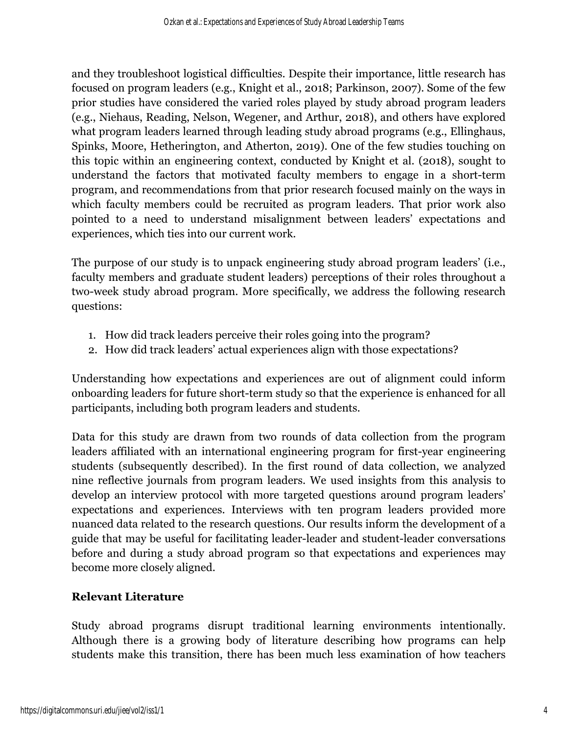and they troubleshoot logistical difficulties. Despite their importance, little research has focused on program leaders (e.g., Knight et al., 2018; Parkinson, 2007). Some of the few prior studies have considered the varied roles played by study abroad program leaders (e.g., Niehaus, Reading, Nelson, Wegener, and Arthur, 2018), and others have explored what program leaders learned through leading study abroad programs (e.g., Ellinghaus, Spinks, Moore, Hetherington, and Atherton, 2019). One of the few studies touching on this topic within an engineering context, conducted by Knight et al. (2018), sought to understand the factors that motivated faculty members to engage in a short-term program, and recommendations from that prior research focused mainly on the ways in which faculty members could be recruited as program leaders. That prior work also pointed to a need to understand misalignment between leaders' expectations and experiences, which ties into our current work.

The purpose of our study is to unpack engineering study abroad program leaders' (i.e., faculty members and graduate student leaders) perceptions of their roles throughout a two-week study abroad program. More specifically, we address the following research questions:

1. How did track leaders perceive their roles going into the program?
2. How did track leaders' actual experiences align with those expectations?

Understanding how expectations and experiences are out of alignment could inform onboarding leaders for future short-term study so that the experience is enhanced for all participants, including both program leaders and students.

Data for this study are drawn from two rounds of data collection from the program leaders affiliated with an international engineering program for first-year engineering students (subsequently described). In the first round of data collection, we analyzed nine reflective journals from program leaders. We used insights from this analysis to develop an interview protocol with more targeted questions around program leaders' expectations and experiences. Interviews with ten program leaders provided more nuanced data related to the research questions. Our results inform the development of a guide that may be useful for facilitating leader-leader and student-leader conversations before and during a study abroad program so that expectations and experiences may become more closely aligned.

## Relevant Literature

Study abroad programs disrupt traditional learning environments intentionally. Although there is a growing body of literature describing how programs can help students make this transition, there has been much less examination of how teachers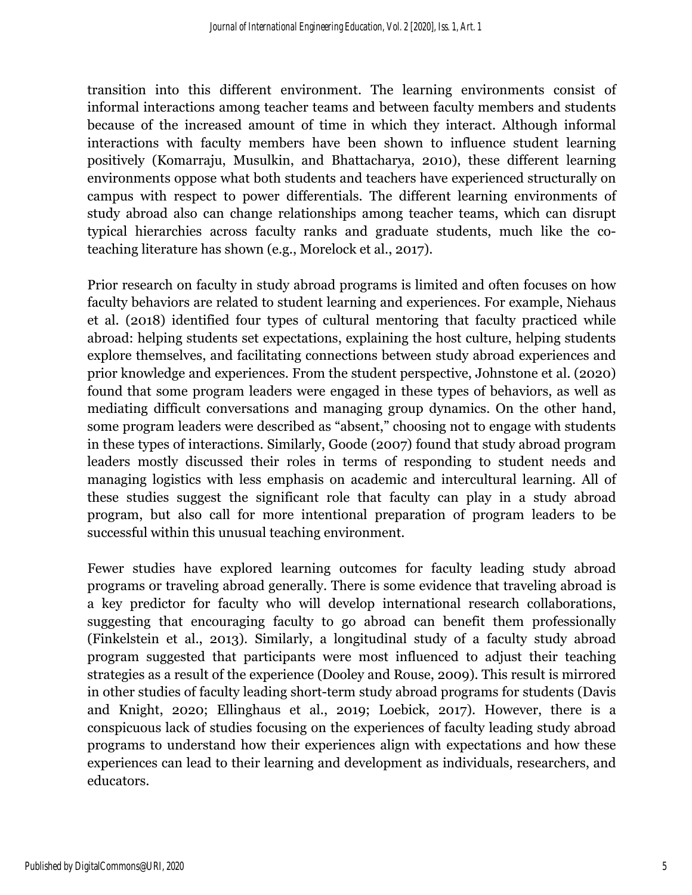transition into this different environment. The learning environments consist of informal interactions among teacher teams and between faculty members and students because of the increased amount of time in which they interact. Although informal interactions with faculty members have been shown to influence student learning positively (Komarraju, Musulkin, and Bhattacharya, 2010), these different learning environments oppose what both students and teachers have experienced structurally on campus with respect to power differentials. The different learning environments of study abroad also can change relationships among teacher teams, which can disrupt typical hierarchies across faculty ranks and graduate students, much like the co-teaching literature has shown (e.g., Morelock et al., 2017).

Prior research on faculty in study abroad programs is limited and often focuses on how faculty behaviors are related to student learning and experiences. For example, Niehaus et al. (2018) identified four types of cultural mentoring that faculty practiced while abroad: helping students set expectations, explaining the host culture, helping students explore themselves, and facilitating connections between study abroad experiences and prior knowledge and experiences. From the student perspective, Johnstone et al. (2020) found that some program leaders were engaged in these types of behaviors, as well as mediating difficult conversations and managing group dynamics. On the other hand, some program leaders were described as "absent," choosing not to engage with students in these types of interactions. Similarly, Goode (2007) found that study abroad program leaders mostly discussed their roles in terms of responding to student needs and managing logistics with less emphasis on academic and intercultural learning. All of these studies suggest the significant role that faculty can play in a study abroad program, but also call for more intentional preparation of program leaders to be successful within this unusual teaching environment.

Fewer studies have explored learning outcomes for faculty leading study abroad programs or traveling abroad generally. There is some evidence that traveling abroad is a key predictor for faculty who will develop international research collaborations, suggesting that encouraging faculty to go abroad can benefit them professionally (Finkelstein et al., 2013). Similarly, a longitudinal study of a faculty study abroad program suggested that participants were most influenced to adjust their teaching strategies as a result of the experience (Dooley and Rouse, 2009). This result is mirrored in other studies of faculty leading short-term study abroad programs for students (Davis and Knight, 2020; Ellinghaus et al., 2019; Loebick, 2017). However, there is a conspicuous lack of studies focusing on the experiences of faculty leading study abroad programs to understand how their experiences align with expectations and how these experiences can lead to their learning and development as individuals, researchers, and educators.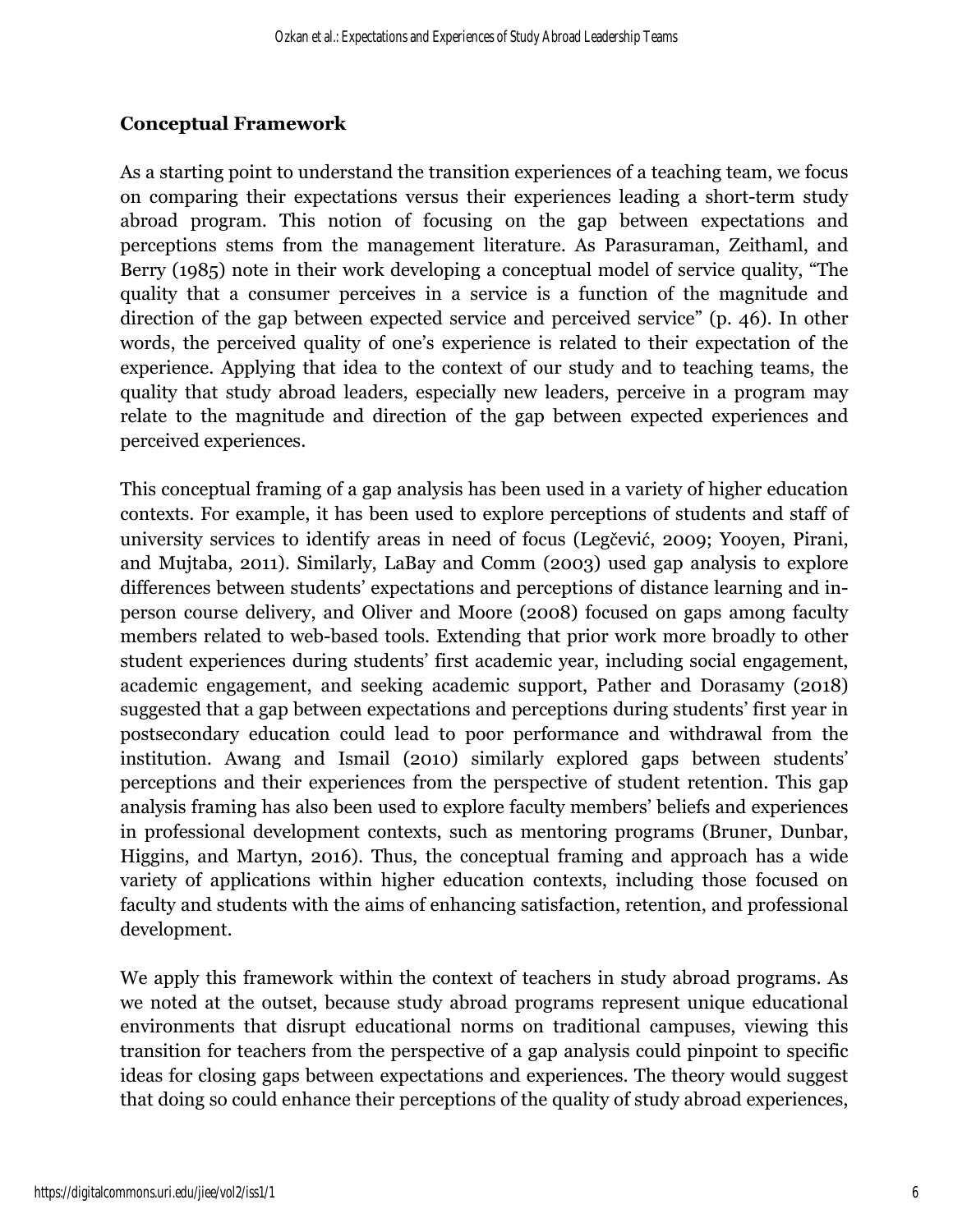## Conceptual Framework

As a starting point to understand the transition experiences of a teaching team, we focus on comparing their expectations versus their experiences leading a short-term study abroad program. This notion of focusing on the gap between expectations and perceptions stems from the management literature. As Parasuraman, Zeithaml, and Berry (1985) note in their work developing a conceptual model of service quality, "The quality that a consumer perceives in a service is a function of the magnitude and direction of the gap between expected service and perceived service" (p. 46). In other words, the perceived quality of one's experience is related to their expectation of the experience. Applying that idea to the context of our study and to teaching teams, the quality that study abroad leaders, especially new leaders, perceive in a program may relate to the magnitude and direction of the gap between expected experiences and perceived experiences.

This conceptual framing of a gap analysis has been used in a variety of higher education contexts. For example, it has been used to explore perceptions of students and staff of university services to identify areas in need of focus (Legčević, 2009; Yooyen, Pirani, and Mujtaba, 2011). Similarly, LaBay and Comm (2003) used gap analysis to explore differences between students' expectations and perceptions of distance learning and in-person course delivery, and Oliver and Moore (2008) focused on gaps among faculty members related to web-based tools. Extending that prior work more broadly to other student experiences during students' first academic year, including social engagement, academic engagement, and seeking academic support, Pather and Dorasamy (2018) suggested that a gap between expectations and perceptions during students' first year in postsecondary education could lead to poor performance and withdrawal from the institution. Awang and Ismail (2010) similarly explored gaps between students' perceptions and their experiences from the perspective of student retention. This gap analysis framing has also been used to explore faculty members' beliefs and experiences in professional development contexts, such as mentoring programs (Bruner, Dunbar, Higgins, and Martyn, 2016). Thus, the conceptual framing and approach has a wide variety of applications within higher education contexts, including those focused on faculty and students with the aims of enhancing satisfaction, retention, and professional development.

We apply this framework within the context of teachers in study abroad programs. As we noted at the outset, because study abroad programs represent unique educational environments that disrupt educational norms on traditional campuses, viewing this transition for teachers from the perspective of a gap analysis could pinpoint to specific ideas for closing gaps between expectations and experiences. The theory would suggest that doing so could enhance their perceptions of the quality of study abroad experiences,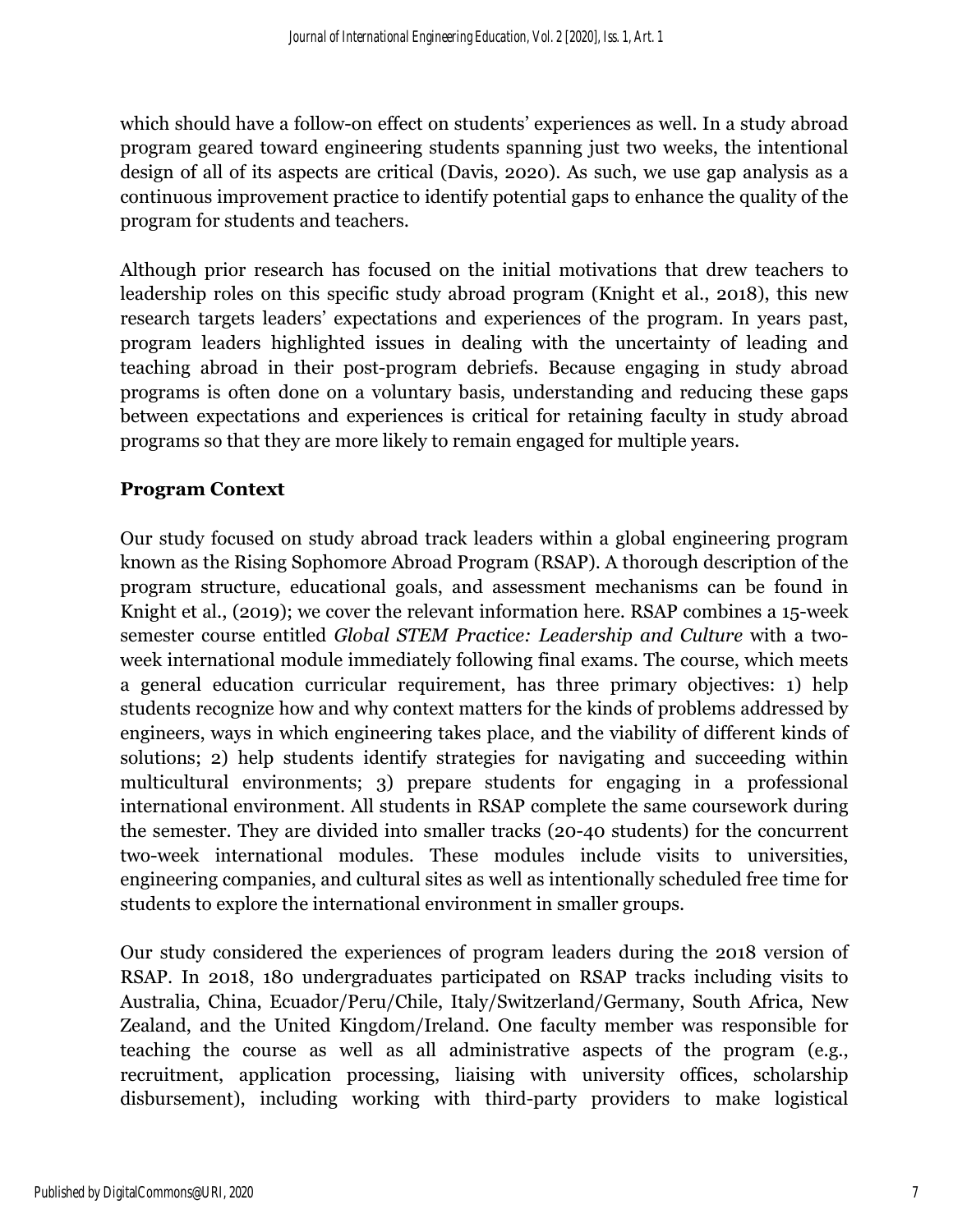which should have a follow-on effect on students' experiences as well. In a study abroad program geared toward engineering students spanning just two weeks, the intentional design of all of its aspects are critical (Davis, 2020). As such, we use gap analysis as a continuous improvement practice to identify potential gaps to enhance the quality of the program for students and teachers.

Although prior research has focused on the initial motivations that drew teachers to leadership roles on this specific study abroad program (Knight et al., 2018), this new research targets leaders' expectations and experiences of the program. In years past, program leaders highlighted issues in dealing with the uncertainty of leading and teaching abroad in their post-program debriefs. Because engaging in study abroad programs is often done on a voluntary basis, understanding and reducing these gaps between expectations and experiences is critical for retaining faculty in study abroad programs so that they are more likely to remain engaged for multiple years.

## Program Context

Our study focused on study abroad track leaders within a global engineering program known as the Rising Sophomore Abroad Program (RSAP). A thorough description of the program structure, educational goals, and assessment mechanisms can be found in Knight et al., (2019); we cover the relevant information here. RSAP combines a 15-week semester course entitled *Global STEM Practice: Leadership and Culture* with a two-week international module immediately following final exams. The course, which meets a general education curricular requirement, has three primary objectives: 1) help students recognize how and why context matters for the kinds of problems addressed by engineers, ways in which engineering takes place, and the viability of different kinds of solutions; 2) help students identify strategies for navigating and succeeding within multicultural environments; 3) prepare students for engaging in a professional international environment. All students in RSAP complete the same coursework during the semester. They are divided into smaller tracks (20-40 students) for the concurrent two-week international modules. These modules include visits to universities, engineering companies, and cultural sites as well as intentionally scheduled free time for students to explore the international environment in smaller groups.

Our study considered the experiences of program leaders during the 2018 version of RSAP. In 2018, 180 undergraduates participated on RSAP tracks including visits to Australia, China, Ecuador/Peru/Chile, Italy/Switzerland/Germany, South Africa, New Zealand, and the United Kingdom/Ireland. One faculty member was responsible for teaching the course as well as all administrative aspects of the program (e.g., recruitment, application processing, liaising with university offices, scholarship disbursement), including working with third-party providers to make logistical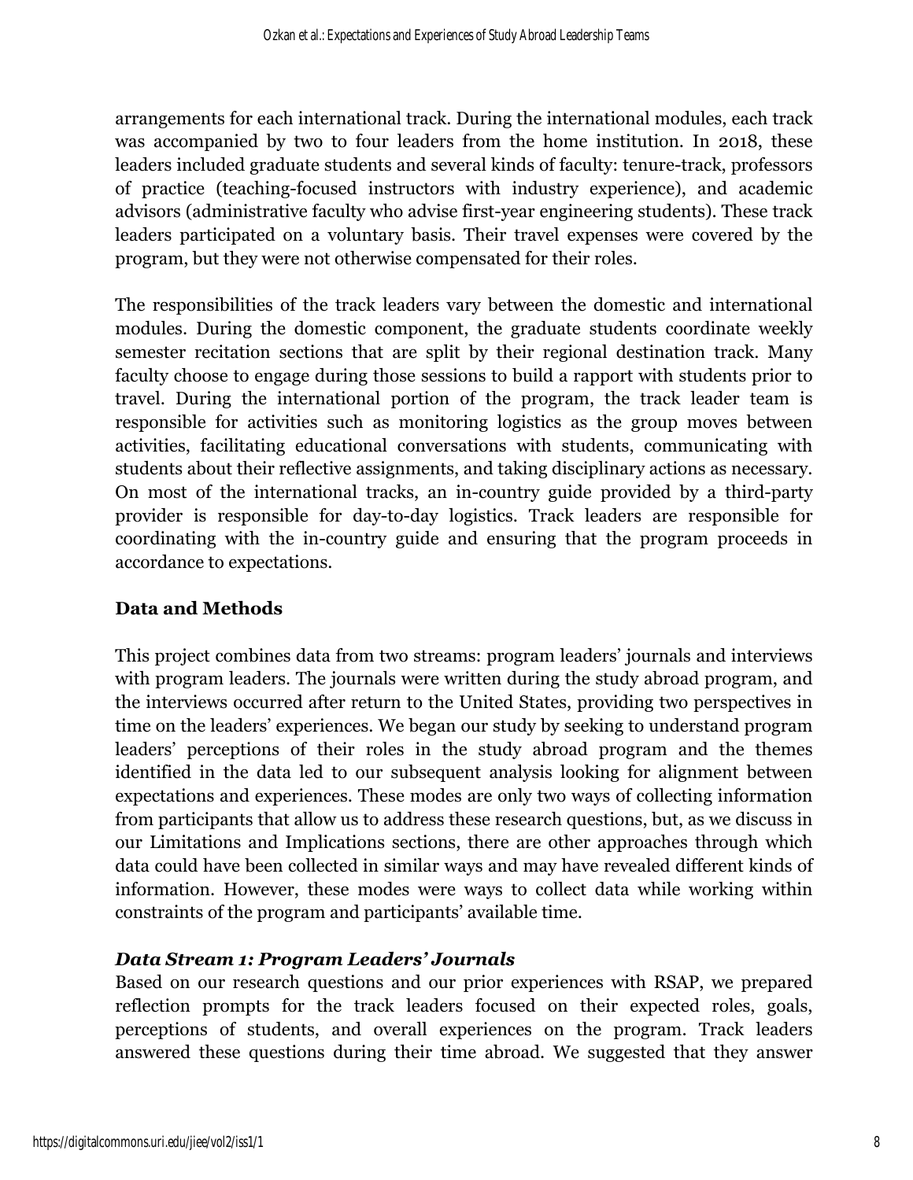arrangements for each international track. During the international modules, each track was accompanied by two to four leaders from the home institution. In 2018, these leaders included graduate students and several kinds of faculty: tenure-track, professors of practice (teaching-focused instructors with industry experience), and academic advisors (administrative faculty who advise first-year engineering students). These track leaders participated on a voluntary basis. Their travel expenses were covered by the program, but they were not otherwise compensated for their roles.

The responsibilities of the track leaders vary between the domestic and international modules. During the domestic component, the graduate students coordinate weekly semester recitation sections that are split by their regional destination track. Many faculty choose to engage during those sessions to build a rapport with students prior to travel. During the international portion of the program, the track leader team is responsible for activities such as monitoring logistics as the group moves between activities, facilitating educational conversations with students, communicating with students about their reflective assignments, and taking disciplinary actions as necessary. On most of the international tracks, an in-country guide provided by a third-party provider is responsible for day-to-day logistics. Track leaders are responsible for coordinating with the in-country guide and ensuring that the program proceeds in accordance to expectations.

## Data and Methods

This project combines data from two streams: program leaders' journals and interviews with program leaders. The journals were written during the study abroad program, and the interviews occurred after return to the United States, providing two perspectives in time on the leaders' experiences. We began our study by seeking to understand program leaders' perceptions of their roles in the study abroad program and the themes identified in the data led to our subsequent analysis looking for alignment between expectations and experiences. These modes are only two ways of collecting information from participants that allow us to address these research questions, but, as we discuss in our Limitations and Implications sections, there are other approaches through which data could have been collected in similar ways and may have revealed different kinds of information. However, these modes were ways to collect data while working within constraints of the program and participants' available time.

### *Data Stream 1: Program Leaders' Journals*

Based on our research questions and our prior experiences with RSAP, we prepared reflection prompts for the track leaders focused on their expected roles, goals, perceptions of students, and overall experiences on the program. Track leaders answered these questions during their time abroad. We suggested that they answer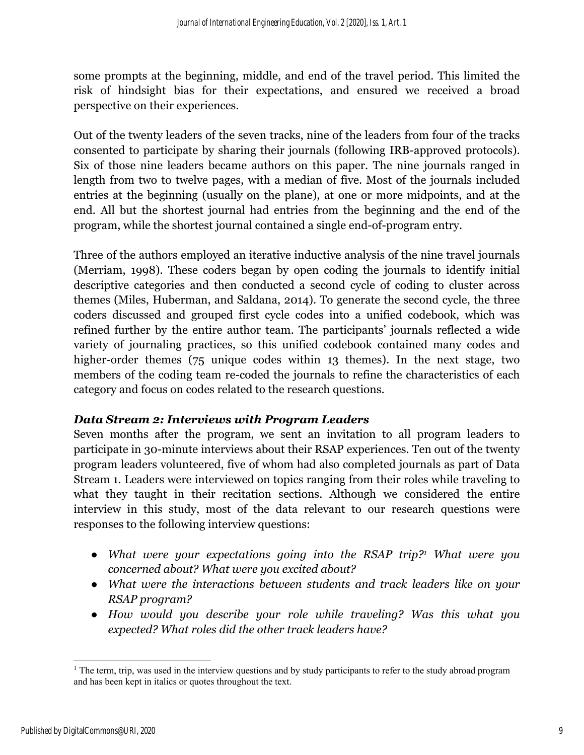some prompts at the beginning, middle, and end of the travel period. This limited the risk of hindsight bias for their expectations, and ensured we received a broad perspective on their experiences.

Out of the twenty leaders of the seven tracks, nine of the leaders from four of the tracks consented to participate by sharing their journals (following IRB-approved protocols). Six of those nine leaders became authors on this paper. The nine journals ranged in length from two to twelve pages, with a median of five. Most of the journals included entries at the beginning (usually on the plane), at one or more midpoints, and at the end. All but the shortest journal had entries from the beginning and the end of the program, while the shortest journal contained a single end-of-program entry.

Three of the authors employed an iterative inductive analysis of the nine travel journals (Merriam, 1998). These coders began by open coding the journals to identify initial descriptive categories and then conducted a second cycle of coding to cluster across themes (Miles, Huberman, and Saldana, 2014). To generate the second cycle, the three coders discussed and grouped first cycle codes into a unified codebook, which was refined further by the entire author team. The participants' journals reflected a wide variety of journaling practices, so this unified codebook contained many codes and higher-order themes (75 unique codes within 13 themes). In the next stage, two members of the coding team re-coded the journals to refine the characteristics of each category and focus on codes related to the research questions.

### *Data Stream 2: Interviews with Program Leaders*

Seven months after the program, we sent an invitation to all program leaders to participate in 30-minute interviews about their RSAP experiences. Ten out of the twenty program leaders volunteered, five of whom had also completed journals as part of Data Stream 1. Leaders were interviewed on topics ranging from their roles while traveling to what they taught in their recitation sections. Although we considered the entire interview in this study, most of the data relevant to our research questions were responses to the following interview questions:

- *What were your expectations going into the RSAP trip?*[1] *What were you concerned about? What were you excited about?*
- *What were the interactions between students and track leaders like on your RSAP program?*
- *How would you describe your role while traveling? Was this what you expected? What roles did the other track leaders have?*

[1] The term, trip, was used in the interview questions and by study participants to refer to the study abroad program and has been kept in italics or quotes throughout the text.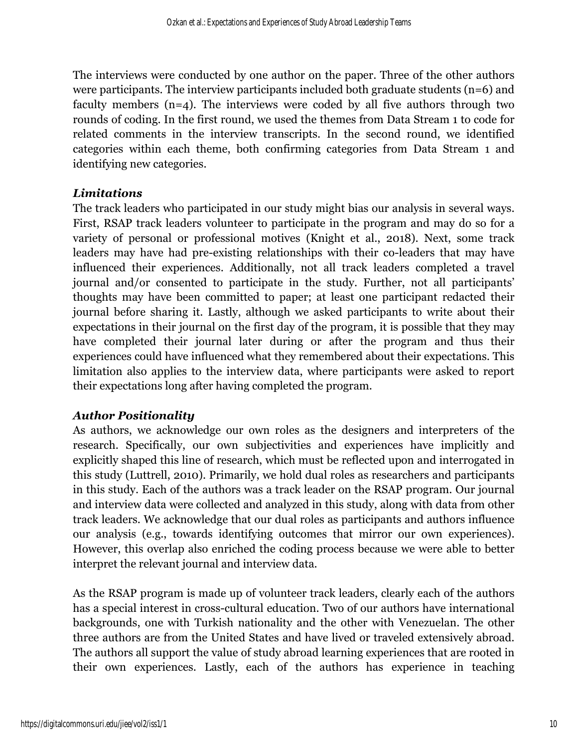The interviews were conducted by one author on the paper. Three of the other authors were participants. The interview participants included both graduate students (n=6) and faculty members (n=4). The interviews were coded by all five authors through two rounds of coding. In the first round, we used the themes from Data Stream 1 to code for related comments in the interview transcripts. In the second round, we identified categories within each theme, both confirming categories from Data Stream 1 and identifying new categories.

### *Limitations*

The track leaders who participated in our study might bias our analysis in several ways. First, RSAP track leaders volunteer to participate in the program and may do so for a variety of personal or professional motives (Knight et al., 2018). Next, some track leaders may have had pre-existing relationships with their co-leaders that may have influenced their experiences. Additionally, not all track leaders completed a travel journal and/or consented to participate in the study. Further, not all participants' thoughts may have been committed to paper; at least one participant redacted their journal before sharing it. Lastly, although we asked participants to write about their expectations in their journal on the first day of the program, it is possible that they may have completed their journal later during or after the program and thus their experiences could have influenced what they remembered about their expectations. This limitation also applies to the interview data, where participants were asked to report their expectations long after having completed the program.

### *Author Positionality*

As authors, we acknowledge our own roles as the designers and interpreters of the research. Specifically, our own subjectivities and experiences have implicitly and explicitly shaped this line of research, which must be reflected upon and interrogated in this study (Luttrell, 2010). Primarily, we hold dual roles as researchers and participants in this study. Each of the authors was a track leader on the RSAP program. Our journal and interview data were collected and analyzed in this study, along with data from other track leaders. We acknowledge that our dual roles as participants and authors influence our analysis (e.g., towards identifying outcomes that mirror our own experiences). However, this overlap also enriched the coding process because we were able to better interpret the relevant journal and interview data.

As the RSAP program is made up of volunteer track leaders, clearly each of the authors has a special interest in cross-cultural education. Two of our authors have international backgrounds, one with Turkish nationality and the other with Venezuelan. The other three authors are from the United States and have lived or traveled extensively abroad. The authors all support the value of study abroad learning experiences that are rooted in their own experiences. Lastly, each of the authors has experience in teaching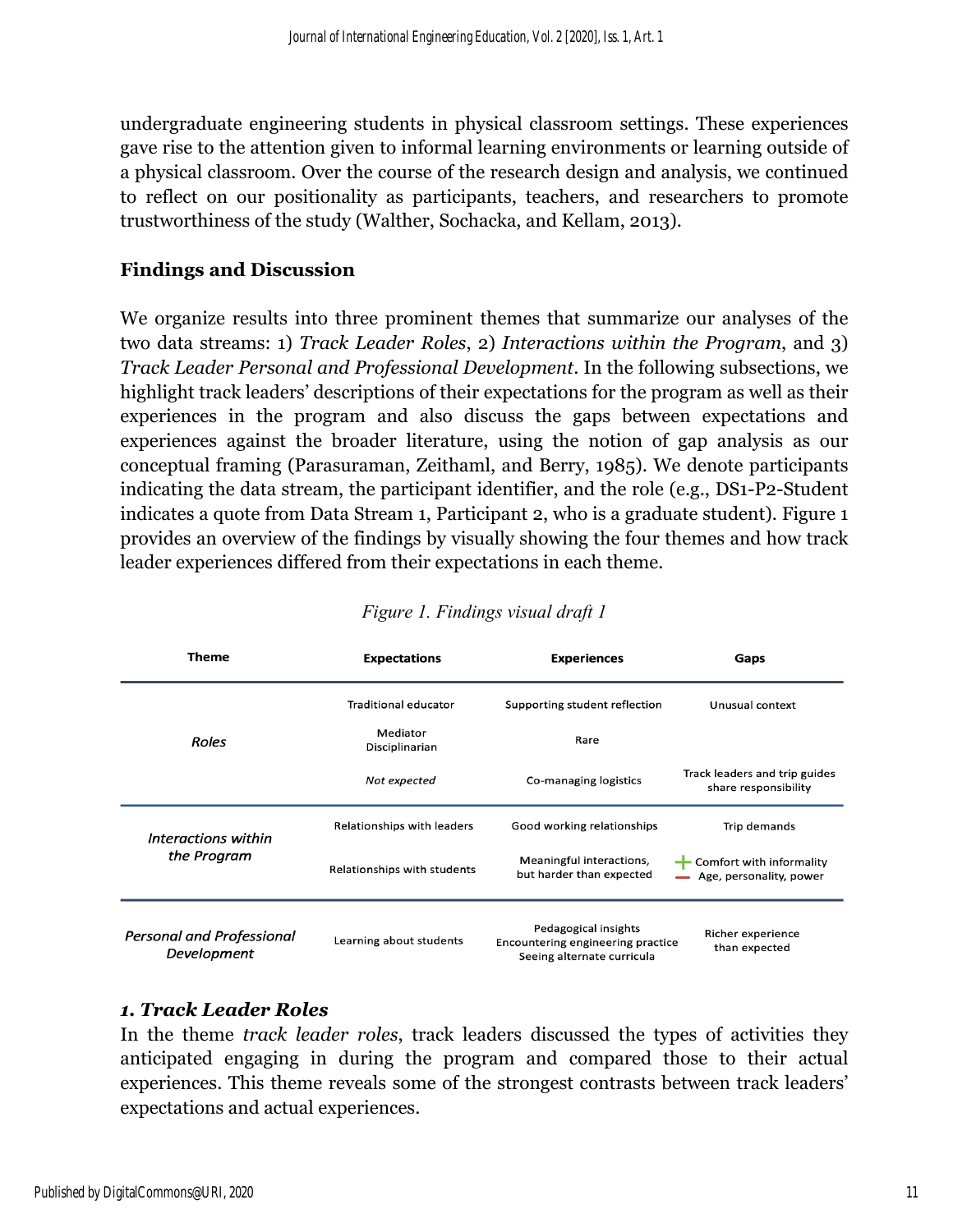undergraduate engineering students in physical classroom settings. These experiences gave rise to the attention given to informal learning environments or learning outside of a physical classroom. Over the course of the research design and analysis, we continued to reflect on our positionality as participants, teachers, and researchers to promote trustworthiness of the study (Walther, Sochacka, and Kellam, 2013).

## Findings and Discussion

We organize results into three prominent themes that summarize our analyses of the two data streams: 1) *Track Leader Roles*, 2) *Interactions within the Program*, and 3) *Track Leader Personal and Professional Development*. In the following subsections, we highlight track leaders' descriptions of their expectations for the program as well as their experiences in the program and also discuss the gaps between expectations and experiences against the broader literature, using the notion of gap analysis as our conceptual framing (Parasuraman, Zeithaml, and Berry, 1985). We denote participants indicating the data stream, the participant identifier, and the role (e.g., DS1-P2-Student indicates a quote from Data Stream 1, Participant 2, who is a graduate student). Figure 1 provides an overview of the findings by visually showing the four themes and how track leader experiences differed from their expectations in each theme.

*Figure 1. Findings visual draft 1*

| Theme | Expectations | Experiences | Gaps |
|---|---|---|---|
| *Roles* | Traditional educator | Supporting student reflection | Unusual context |
| | Mediator<br>Disciplinarian | Rare | |
| | *Not expected* | Co-managing logistics | Track leaders and trip guides share responsibility |
| *Interactions within the Program* | Relationships with leaders | Good working relationships | Trip demands |
| | Relationships with students | Meaningful interactions, but harder than expected | + Comfort with informality<br>− Age, personality, power |
| *Personal and Professional Development* | Learning about students | Pedagogical insights<br>Encountering engineering practice<br>Seeing alternate curricula | Richer experience than expected |

### *1. Track Leader Roles*

In the theme *track leader roles*, track leaders discussed the types of activities they anticipated engaging in during the program and compared those to their actual experiences. This theme reveals some of the strongest contrasts between track leaders' expectations and actual experiences.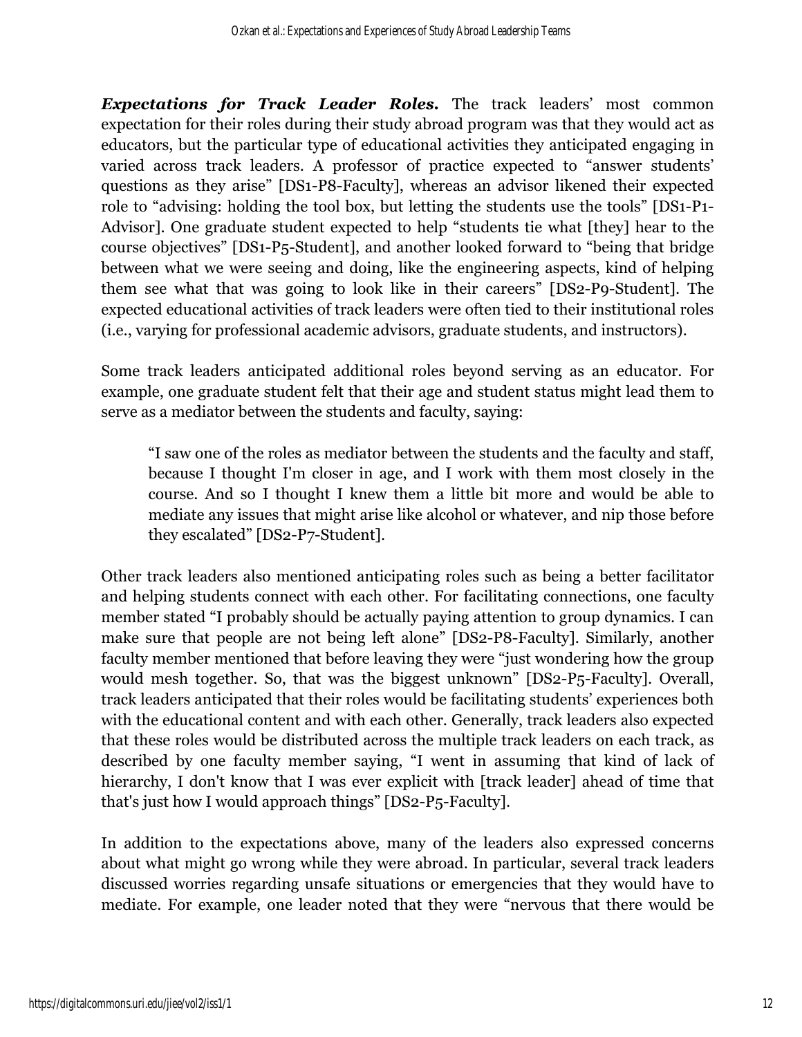***Expectations for Track Leader Roles.*** The track leaders' most common expectation for their roles during their study abroad program was that they would act as educators, but the particular type of educational activities they anticipated engaging in varied across track leaders. A professor of practice expected to "answer students' questions as they arise" [DS1-P8-Faculty], whereas an advisor likened their expected role to "advising: holding the tool box, but letting the students use the tools" [DS1-P1-Advisor]. One graduate student expected to help "students tie what [they] hear to the course objectives" [DS1-P5-Student], and another looked forward to "being that bridge between what we were seeing and doing, like the engineering aspects, kind of helping them see what that was going to look like in their careers" [DS2-P9-Student]. The expected educational activities of track leaders were often tied to their institutional roles (i.e., varying for professional academic advisors, graduate students, and instructors).

Some track leaders anticipated additional roles beyond serving as an educator. For example, one graduate student felt that their age and student status might lead them to serve as a mediator between the students and faculty, saying:

> "I saw one of the roles as mediator between the students and the faculty and staff, because I thought I'm closer in age, and I work with them most closely in the course. And so I thought I knew them a little bit more and would be able to mediate any issues that might arise like alcohol or whatever, and nip those before they escalated" [DS2-P7-Student].

Other track leaders also mentioned anticipating roles such as being a better facilitator and helping students connect with each other. For facilitating connections, one faculty member stated "I probably should be actually paying attention to group dynamics. I can make sure that people are not being left alone" [DS2-P8-Faculty]. Similarly, another faculty member mentioned that before leaving they were "just wondering how the group would mesh together. So, that was the biggest unknown" [DS2-P5-Faculty]. Overall, track leaders anticipated that their roles would be facilitating students' experiences both with the educational content and with each other. Generally, track leaders also expected that these roles would be distributed across the multiple track leaders on each track, as described by one faculty member saying, "I went in assuming that kind of lack of hierarchy, I don't know that I was ever explicit with [track leader] ahead of time that that's just how I would approach things" [DS2-P5-Faculty].

In addition to the expectations above, many of the leaders also expressed concerns about what might go wrong while they were abroad. In particular, several track leaders discussed worries regarding unsafe situations or emergencies that they would have to mediate. For example, one leader noted that they were "nervous that there would be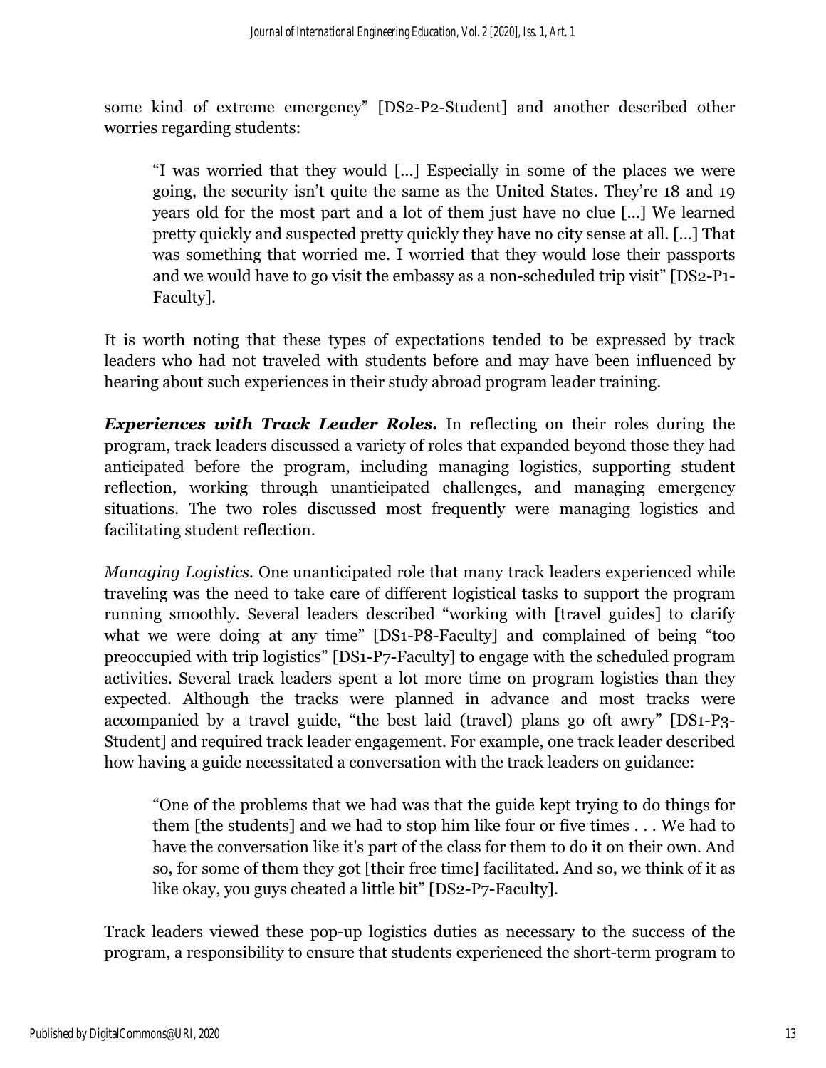some kind of extreme emergency" [DS2-P2-Student] and another described other worries regarding students:

> "I was worried that they would [...] Especially in some of the places we were going, the security isn't quite the same as the United States. They're 18 and 19 years old for the most part and a lot of them just have no clue [...] We learned pretty quickly and suspected pretty quickly they have no city sense at all. [...] That was something that worried me. I worried that they would lose their passports and we would have to go visit the embassy as a non-scheduled trip visit" [DS2-P1-Faculty].

It is worth noting that these types of expectations tended to be expressed by track leaders who had not traveled with students before and may have been influenced by hearing about such experiences in their study abroad program leader training.

***Experiences with Track Leader Roles.*** In reflecting on their roles during the program, track leaders discussed a variety of roles that expanded beyond those they had anticipated before the program, including managing logistics, supporting student reflection, working through unanticipated challenges, and managing emergency situations. The two roles discussed most frequently were managing logistics and facilitating student reflection.

*Managing Logistics.* One unanticipated role that many track leaders experienced while traveling was the need to take care of different logistical tasks to support the program running smoothly. Several leaders described "working with [travel guides] to clarify what we were doing at any time" [DS1-P8-Faculty] and complained of being "too preoccupied with trip logistics" [DS1-P7-Faculty] to engage with the scheduled program activities. Several track leaders spent a lot more time on program logistics than they expected. Although the tracks were planned in advance and most tracks were accompanied by a travel guide, "the best laid (travel) plans go oft awry" [DS1-P3-Student] and required track leader engagement. For example, one track leader described how having a guide necessitated a conversation with the track leaders on guidance:

> "One of the problems that we had was that the guide kept trying to do things for them [the students] and we had to stop him like four or five times . . . We had to have the conversation like it's part of the class for them to do it on their own. And so, for some of them they got [their free time] facilitated. And so, we think of it as like okay, you guys cheated a little bit" [DS2-P7-Faculty].

Track leaders viewed these pop-up logistics duties as necessary to the success of the program, a responsibility to ensure that students experienced the short-term program to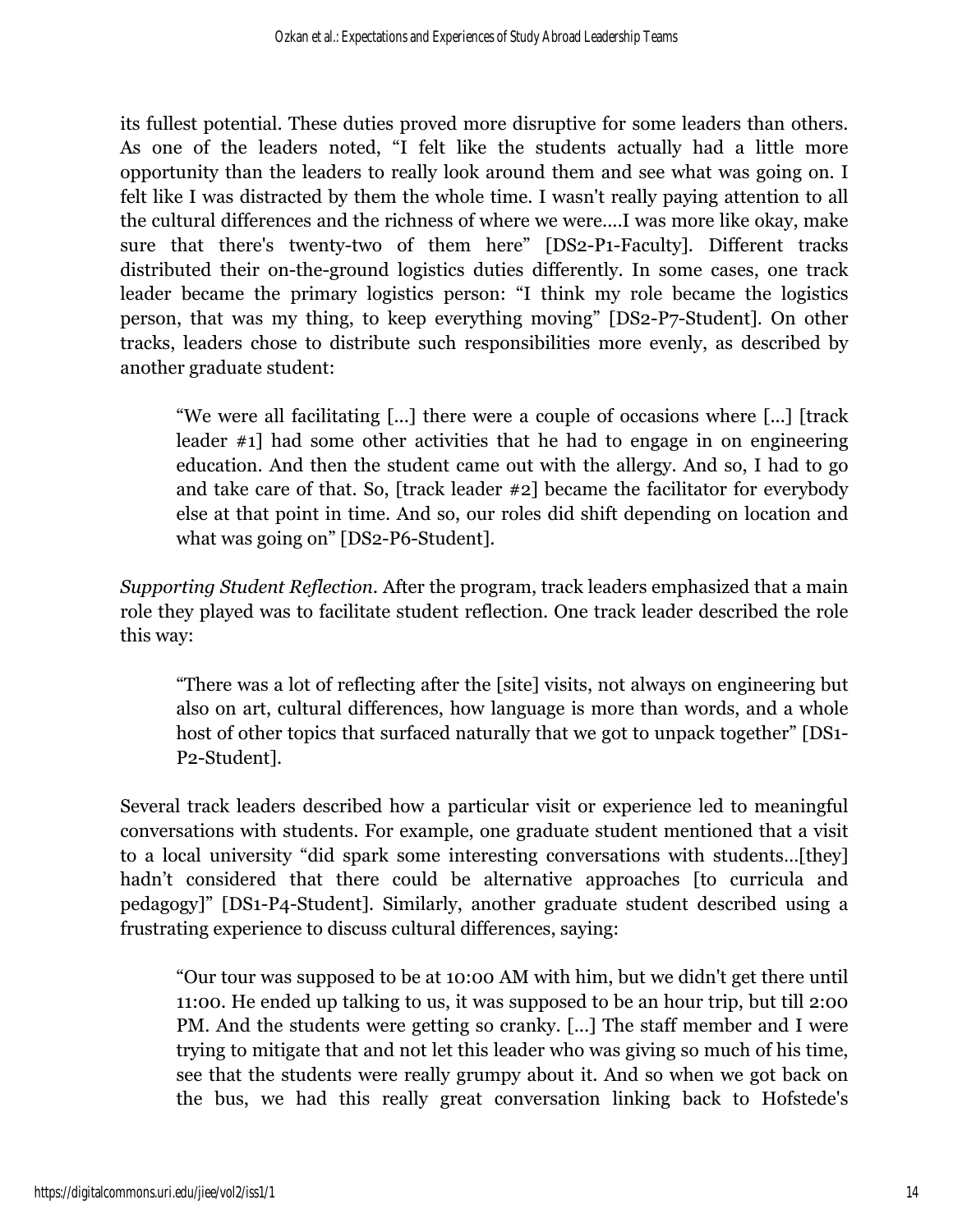its fullest potential. These duties proved more disruptive for some leaders than others. As one of the leaders noted, "I felt like the students actually had a little more opportunity than the leaders to really look around them and see what was going on. I felt like I was distracted by them the whole time. I wasn't really paying attention to all the cultural differences and the richness of where we were....I was more like okay, make sure that there's twenty-two of them here" [DS2-P1-Faculty]. Different tracks distributed their on-the-ground logistics duties differently. In some cases, one track leader became the primary logistics person: "I think my role became the logistics person, that was my thing, to keep everything moving" [DS2-P7-Student]. On other tracks, leaders chose to distribute such responsibilities more evenly, as described by another graduate student:

> "We were all facilitating [...] there were a couple of occasions where [...] [track leader #1] had some other activities that he had to engage in on engineering education. And then the student came out with the allergy. And so, I had to go and take care of that. So, [track leader #2] became the facilitator for everybody else at that point in time. And so, our roles did shift depending on location and what was going on" [DS2-P6-Student].

*Supporting Student Reflection*. After the program, track leaders emphasized that a main role they played was to facilitate student reflection. One track leader described the role this way:

> "There was a lot of reflecting after the [site] visits, not always on engineering but also on art, cultural differences, how language is more than words, and a whole host of other topics that surfaced naturally that we got to unpack together" [DS1-P2-Student].

Several track leaders described how a particular visit or experience led to meaningful conversations with students. For example, one graduate student mentioned that a visit to a local university "did spark some interesting conversations with students...[they] hadn't considered that there could be alternative approaches [to curricula and pedagogy]" [DS1-P4-Student]. Similarly, another graduate student described using a frustrating experience to discuss cultural differences, saying:

> "Our tour was supposed to be at 10:00 AM with him, but we didn't get there until 11:00. He ended up talking to us, it was supposed to be an hour trip, but till 2:00 PM. And the students were getting so cranky. [...] The staff member and I were trying to mitigate that and not let this leader who was giving so much of his time, see that the students were really grumpy about it. And so when we got back on the bus, we had this really great conversation linking back to Hofstede's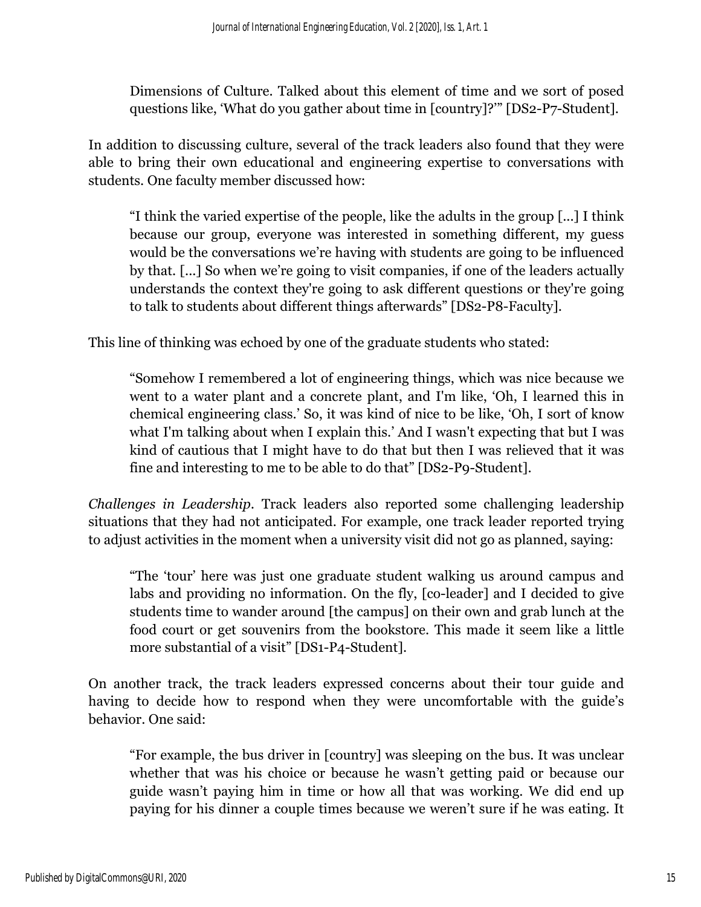> Dimensions of Culture. Talked about this element of time and we sort of posed questions like, 'What do you gather about time in [country]?'" [DS2-P7-Student].

In addition to discussing culture, several of the track leaders also found that they were able to bring their own educational and engineering expertise to conversations with students. One faculty member discussed how:

> "I think the varied expertise of the people, like the adults in the group [...] I think because our group, everyone was interested in something different, my guess would be the conversations we're having with students are going to be influenced by that. [...] So when we're going to visit companies, if one of the leaders actually understands the context they're going to ask different questions or they're going to talk to students about different things afterwards" [DS2-P8-Faculty].

This line of thinking was echoed by one of the graduate students who stated:

> "Somehow I remembered a lot of engineering things, which was nice because we went to a water plant and a concrete plant, and I'm like, 'Oh, I learned this in chemical engineering class.' So, it was kind of nice to be like, 'Oh, I sort of know what I'm talking about when I explain this.' And I wasn't expecting that but I was kind of cautious that I might have to do that but then I was relieved that it was fine and interesting to me to be able to do that" [DS2-P9-Student].

*Challenges in Leadership.* Track leaders also reported some challenging leadership situations that they had not anticipated. For example, one track leader reported trying to adjust activities in the moment when a university visit did not go as planned, saying:

> "The 'tour' here was just one graduate student walking us around campus and labs and providing no information. On the fly, [co-leader] and I decided to give students time to wander around [the campus] on their own and grab lunch at the food court or get souvenirs from the bookstore. This made it seem like a little more substantial of a visit" [DS1-P4-Student].

On another track, the track leaders expressed concerns about their tour guide and having to decide how to respond when they were uncomfortable with the guide's behavior. One said:

> "For example, the bus driver in [country] was sleeping on the bus. It was unclear whether that was his choice or because he wasn't getting paid or because our guide wasn't paying him in time or how all that was working. We did end up paying for his dinner a couple times because we weren't sure if he was eating. It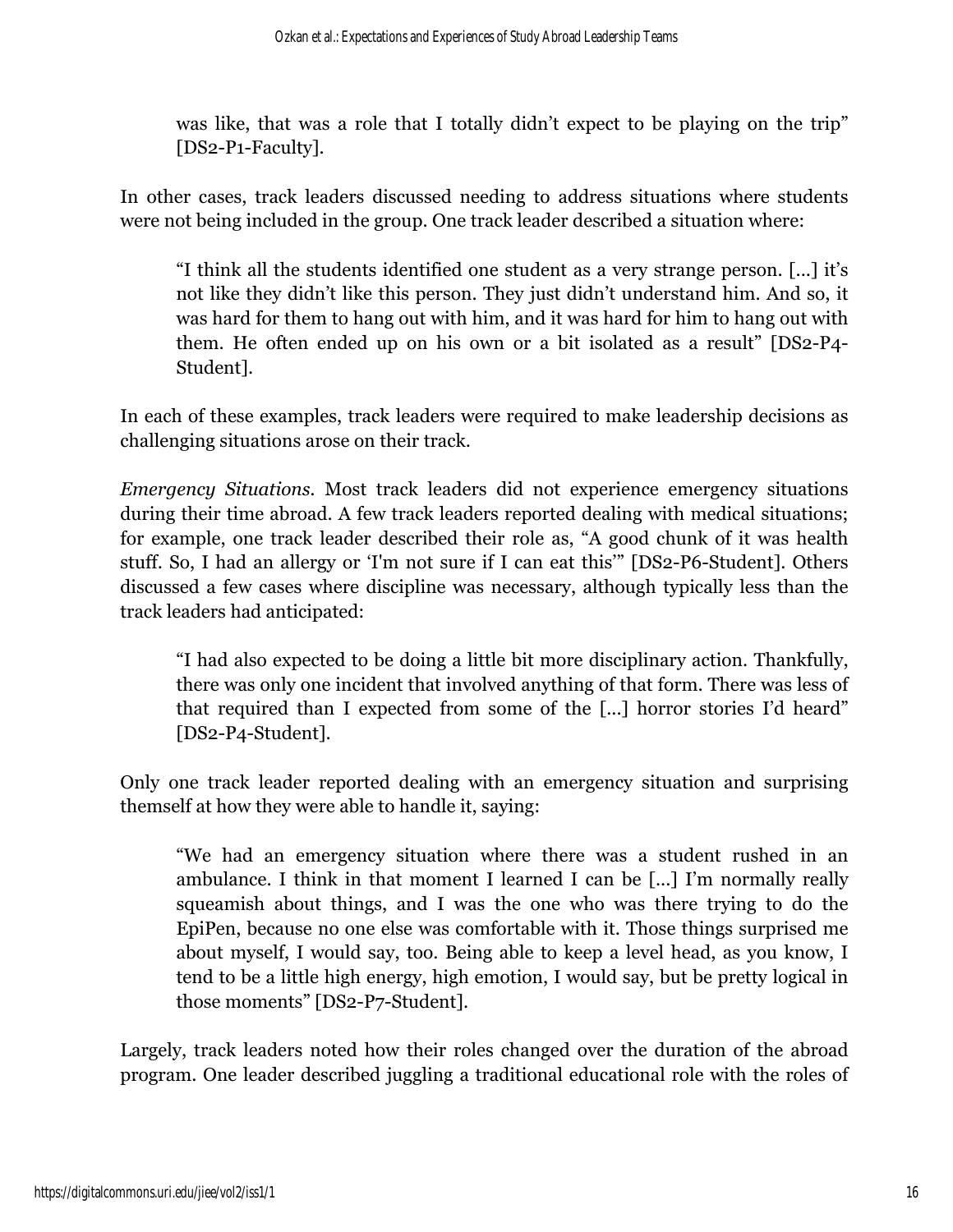was like, that was a role that I totally didn't expect to be playing on the trip" [DS2-P1-Faculty].

In other cases, track leaders discussed needing to address situations where students were not being included in the group. One track leader described a situation where:

> "I think all the students identified one student as a very strange person. [...] it's not like they didn't like this person. They just didn't understand him. And so, it was hard for them to hang out with him, and it was hard for him to hang out with them. He often ended up on his own or a bit isolated as a result" [DS2-P4-Student].

In each of these examples, track leaders were required to make leadership decisions as challenging situations arose on their track.

*Emergency Situations.* Most track leaders did not experience emergency situations during their time abroad. A few track leaders reported dealing with medical situations; for example, one track leader described their role as, "A good chunk of it was health stuff. So, I had an allergy or 'I'm not sure if I can eat this'" [DS2-P6-Student]. Others discussed a few cases where discipline was necessary, although typically less than the track leaders had anticipated:

> "I had also expected to be doing a little bit more disciplinary action. Thankfully, there was only one incident that involved anything of that form. There was less of that required than I expected from some of the [...] horror stories I'd heard" [DS2-P4-Student].

Only one track leader reported dealing with an emergency situation and surprising themself at how they were able to handle it, saying:

> "We had an emergency situation where there was a student rushed in an ambulance. I think in that moment I learned I can be [...] I'm normally really squeamish about things, and I was the one who was there trying to do the EpiPen, because no one else was comfortable with it. Those things surprised me about myself, I would say, too. Being able to keep a level head, as you know, I tend to be a little high energy, high emotion, I would say, but be pretty logical in those moments" [DS2-P7-Student].

Largely, track leaders noted how their roles changed over the duration of the abroad program. One leader described juggling a traditional educational role with the roles of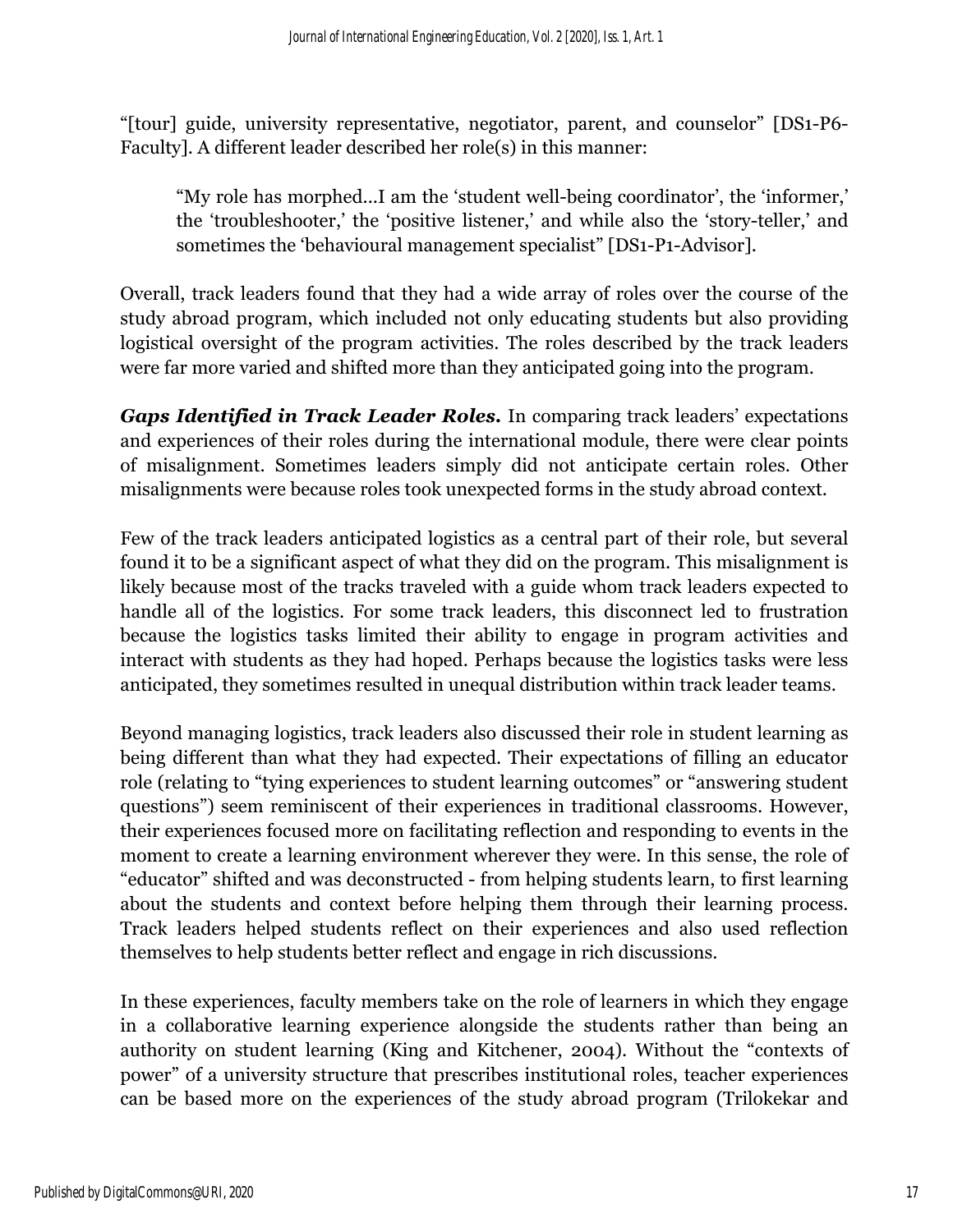"[tour] guide, university representative, negotiator, parent, and counselor" [DS1-P6-Faculty]. A different leader described her role(s) in this manner:

> "My role has morphed...I am the 'student well-being coordinator', the 'informer,' the 'troubleshooter,' the 'positive listener,' and while also the 'story-teller,' and sometimes the 'behavioural management specialist" [DS1-P1-Advisor].

Overall, track leaders found that they had a wide array of roles over the course of the study abroad program, which included not only educating students but also providing logistical oversight of the program activities. The roles described by the track leaders were far more varied and shifted more than they anticipated going into the program.

***Gaps Identified in Track Leader Roles.*** In comparing track leaders' expectations and experiences of their roles during the international module, there were clear points of misalignment. Sometimes leaders simply did not anticipate certain roles. Other misalignments were because roles took unexpected forms in the study abroad context.

Few of the track leaders anticipated logistics as a central part of their role, but several found it to be a significant aspect of what they did on the program. This misalignment is likely because most of the tracks traveled with a guide whom track leaders expected to handle all of the logistics. For some track leaders, this disconnect led to frustration because the logistics tasks limited their ability to engage in program activities and interact with students as they had hoped. Perhaps because the logistics tasks were less anticipated, they sometimes resulted in unequal distribution within track leader teams.

Beyond managing logistics, track leaders also discussed their role in student learning as being different than what they had expected. Their expectations of filling an educator role (relating to "tying experiences to student learning outcomes" or "answering student questions") seem reminiscent of their experiences in traditional classrooms. However, their experiences focused more on facilitating reflection and responding to events in the moment to create a learning environment wherever they were. In this sense, the role of "educator" shifted and was deconstructed - from helping students learn, to first learning about the students and context before helping them through their learning process. Track leaders helped students reflect on their experiences and also used reflection themselves to help students better reflect and engage in rich discussions.

In these experiences, faculty members take on the role of learners in which they engage in a collaborative learning experience alongside the students rather than being an authority on student learning (King and Kitchener, 2004). Without the "contexts of power" of a university structure that prescribes institutional roles, teacher experiences can be based more on the experiences of the study abroad program (Trilokekar and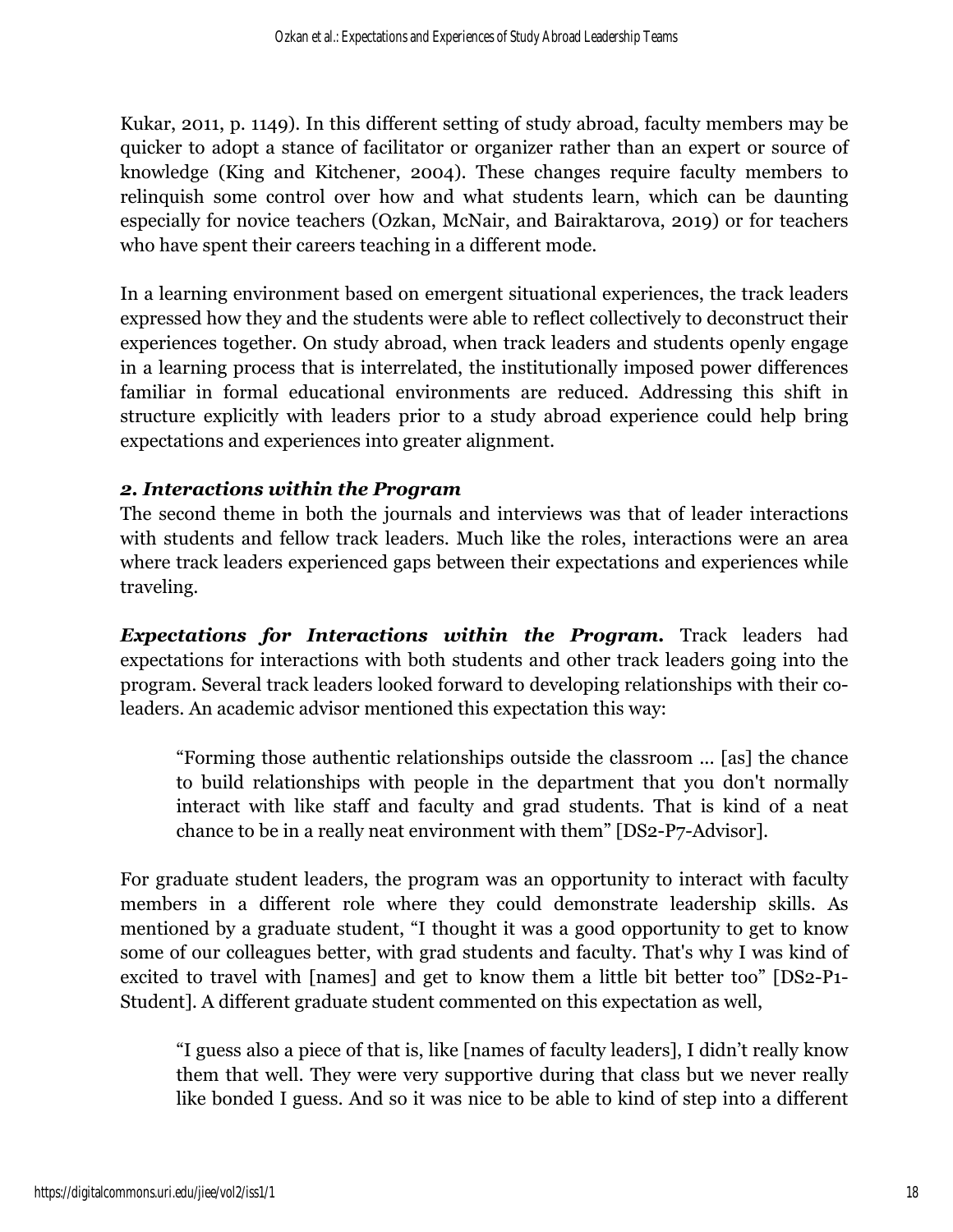Kukar, 2011, p. 1149). In this different setting of study abroad, faculty members may be quicker to adopt a stance of facilitator or organizer rather than an expert or source of knowledge (King and Kitchener, 2004). These changes require faculty members to relinquish some control over how and what students learn, which can be daunting especially for novice teachers (Ozkan, McNair, and Bairaktarova, 2019) or for teachers who have spent their careers teaching in a different mode.

In a learning environment based on emergent situational experiences, the track leaders expressed how they and the students were able to reflect collectively to deconstruct their experiences together. On study abroad, when track leaders and students openly engage in a learning process that is interrelated, the institutionally imposed power differences familiar in formal educational environments are reduced. Addressing this shift in structure explicitly with leaders prior to a study abroad experience could help bring expectations and experiences into greater alignment.

### *2. Interactions within the Program*

The second theme in both the journals and interviews was that of leader interactions with students and fellow track leaders. Much like the roles, interactions were an area where track leaders experienced gaps between their expectations and experiences while traveling.

***Expectations for Interactions within the Program.*** Track leaders had expectations for interactions with both students and other track leaders going into the program. Several track leaders looked forward to developing relationships with their co-leaders. An academic advisor mentioned this expectation this way:

> "Forming those authentic relationships outside the classroom ... [as] the chance to build relationships with people in the department that you don't normally interact with like staff and faculty and grad students. That is kind of a neat chance to be in a really neat environment with them" [DS2-P7-Advisor].

For graduate student leaders, the program was an opportunity to interact with faculty members in a different role where they could demonstrate leadership skills. As mentioned by a graduate student, "I thought it was a good opportunity to get to know some of our colleagues better, with grad students and faculty. That's why I was kind of excited to travel with [names] and get to know them a little bit better too" [DS2-P1-Student]. A different graduate student commented on this expectation as well,

> "I guess also a piece of that is, like [names of faculty leaders], I didn't really know them that well. They were very supportive during that class but we never really like bonded I guess. And so it was nice to be able to kind of step into a different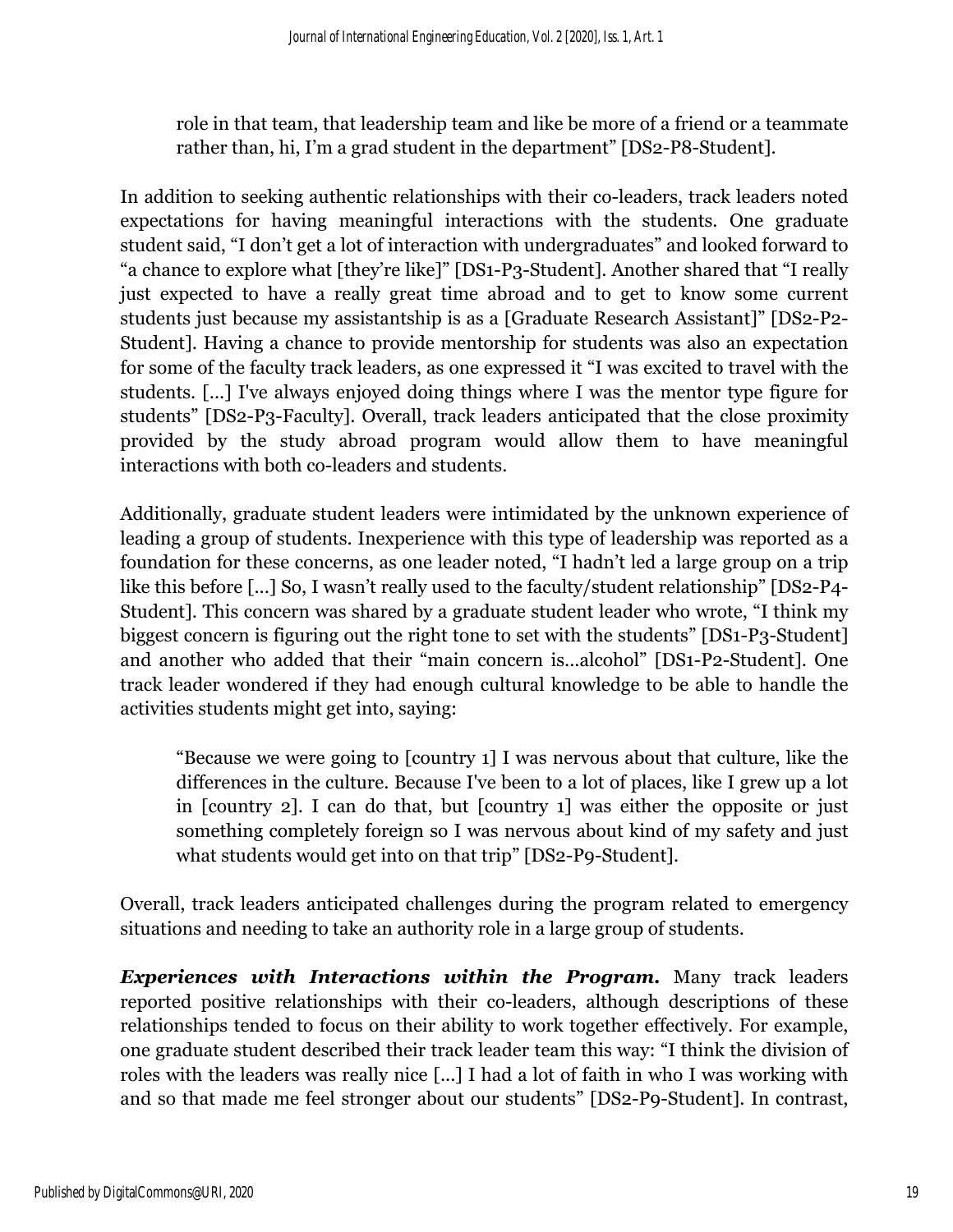> role in that team, that leadership team and like be more of a friend or a teammate rather than, hi, I'm a grad student in the department" [DS2-P8-Student].

In addition to seeking authentic relationships with their co-leaders, track leaders noted expectations for having meaningful interactions with the students. One graduate student said, "I don't get a lot of interaction with undergraduates" and looked forward to "a chance to explore what [they're like]" [DS1-P3-Student]. Another shared that "I really just expected to have a really great time abroad and to get to know some current students just because my assistantship is as a [Graduate Research Assistant]" [DS2-P2-Student]. Having a chance to provide mentorship for students was also an expectation for some of the faculty track leaders, as one expressed it "I was excited to travel with the students. [...] I've always enjoyed doing things where I was the mentor type figure for students" [DS2-P3-Faculty]. Overall, track leaders anticipated that the close proximity provided by the study abroad program would allow them to have meaningful interactions with both co-leaders and students.

Additionally, graduate student leaders were intimidated by the unknown experience of leading a group of students. Inexperience with this type of leadership was reported as a foundation for these concerns, as one leader noted, "I hadn't led a large group on a trip like this before [...] So, I wasn't really used to the faculty/student relationship" [DS2-P4-Student]. This concern was shared by a graduate student leader who wrote, "I think my biggest concern is figuring out the right tone to set with the students" [DS1-P3-Student] and another who added that their "main concern is...alcohol" [DS1-P2-Student]. One track leader wondered if they had enough cultural knowledge to be able to handle the activities students might get into, saying:

> "Because we were going to [country 1] I was nervous about that culture, like the differences in the culture. Because I've been to a lot of places, like I grew up a lot in [country 2]. I can do that, but [country 1] was either the opposite or just something completely foreign so I was nervous about kind of my safety and just what students would get into on that trip" [DS2-P9-Student].

Overall, track leaders anticipated challenges during the program related to emergency situations and needing to take an authority role in a large group of students.

***Experiences with Interactions within the Program.*** Many track leaders reported positive relationships with their co-leaders, although descriptions of these relationships tended to focus on their ability to work together effectively. For example, one graduate student described their track leader team this way: "I think the division of roles with the leaders was really nice [...] I had a lot of faith in who I was working with and so that made me feel stronger about our students" [DS2-P9-Student]. In contrast,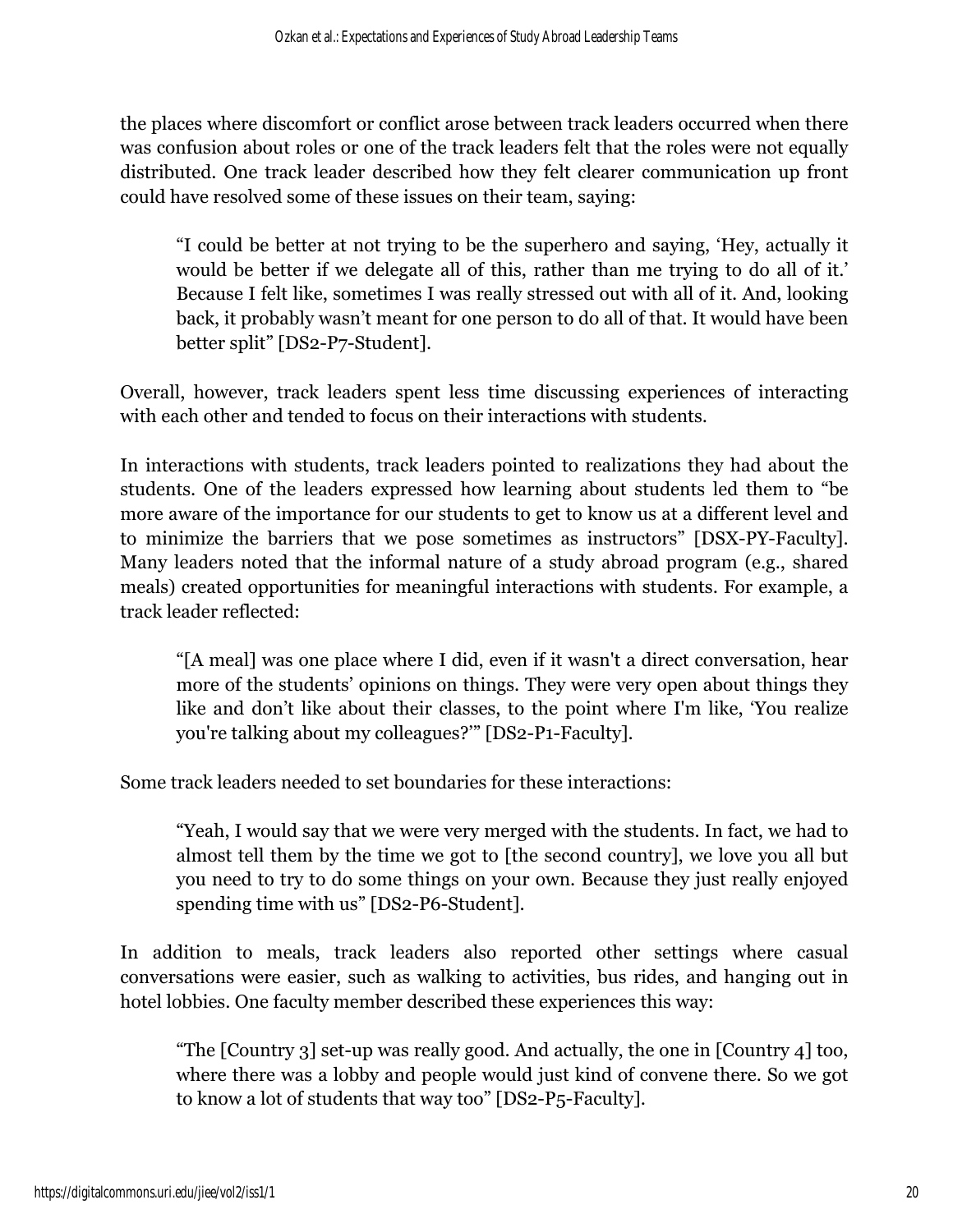the places where discomfort or conflict arose between track leaders occurred when there was confusion about roles or one of the track leaders felt that the roles were not equally distributed. One track leader described how they felt clearer communication up front could have resolved some of these issues on their team, saying:

> "I could be better at not trying to be the superhero and saying, 'Hey, actually it would be better if we delegate all of this, rather than me trying to do all of it.' Because I felt like, sometimes I was really stressed out with all of it. And, looking back, it probably wasn't meant for one person to do all of that. It would have been better split" [DS2-P7-Student].

Overall, however, track leaders spent less time discussing experiences of interacting with each other and tended to focus on their interactions with students.

In interactions with students, track leaders pointed to realizations they had about the students. One of the leaders expressed how learning about students led them to "be more aware of the importance for our students to get to know us at a different level and to minimize the barriers that we pose sometimes as instructors" [DSX-PY-Faculty]. Many leaders noted that the informal nature of a study abroad program (e.g., shared meals) created opportunities for meaningful interactions with students. For example, a track leader reflected:

> "[A meal] was one place where I did, even if it wasn't a direct conversation, hear more of the students' opinions on things. They were very open about things they like and don't like about their classes, to the point where I'm like, 'You realize you're talking about my colleagues?'" [DS2-P1-Faculty].

Some track leaders needed to set boundaries for these interactions:

> "Yeah, I would say that we were very merged with the students. In fact, we had to almost tell them by the time we got to [the second country], we love you all but you need to try to do some things on your own. Because they just really enjoyed spending time with us" [DS2-P6-Student].

In addition to meals, track leaders also reported other settings where casual conversations were easier, such as walking to activities, bus rides, and hanging out in hotel lobbies. One faculty member described these experiences this way:

> "The [Country 3] set-up was really good. And actually, the one in [Country 4] too, where there was a lobby and people would just kind of convene there. So we got to know a lot of students that way too" [DS2-P5-Faculty].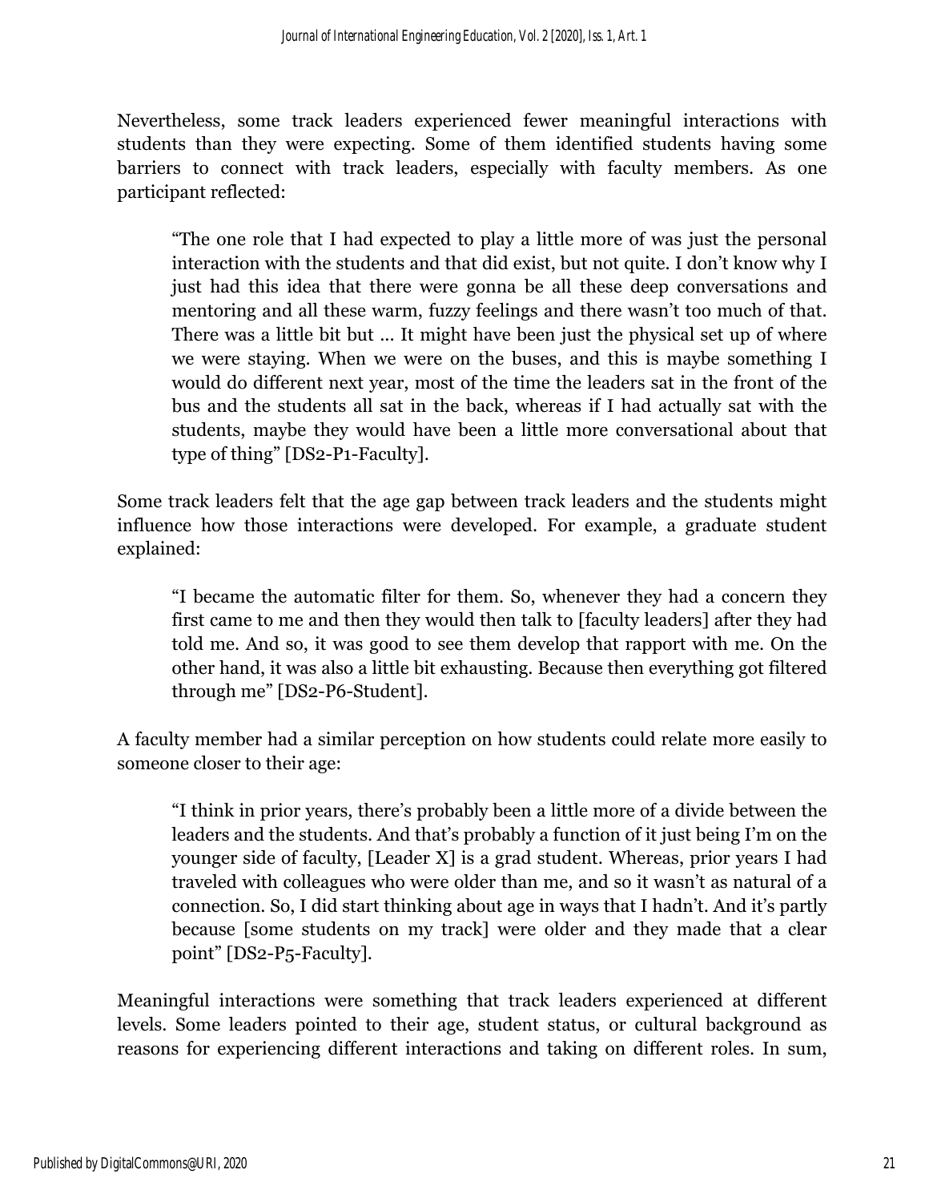Nevertheless, some track leaders experienced fewer meaningful interactions with students than they were expecting. Some of them identified students having some barriers to connect with track leaders, especially with faculty members. As one participant reflected:

> "The one role that I had expected to play a little more of was just the personal interaction with the students and that did exist, but not quite. I don't know why I just had this idea that there were gonna be all these deep conversations and mentoring and all these warm, fuzzy feelings and there wasn't too much of that. There was a little bit but ... It might have been just the physical set up of where we were staying. When we were on the buses, and this is maybe something I would do different next year, most of the time the leaders sat in the front of the bus and the students all sat in the back, whereas if I had actually sat with the students, maybe they would have been a little more conversational about that type of thing" [DS2-P1-Faculty].

Some track leaders felt that the age gap between track leaders and the students might influence how those interactions were developed. For example, a graduate student explained:

> "I became the automatic filter for them. So, whenever they had a concern they first came to me and then they would then talk to [faculty leaders] after they had told me. And so, it was good to see them develop that rapport with me. On the other hand, it was also a little bit exhausting. Because then everything got filtered through me" [DS2-P6-Student].

A faculty member had a similar perception on how students could relate more easily to someone closer to their age:

> "I think in prior years, there's probably been a little more of a divide between the leaders and the students. And that's probably a function of it just being I'm on the younger side of faculty, [Leader X] is a grad student. Whereas, prior years I had traveled with colleagues who were older than me, and so it wasn't as natural of a connection. So, I did start thinking about age in ways that I hadn't. And it's partly because [some students on my track] were older and they made that a clear point" [DS2-P5-Faculty].

Meaningful interactions were something that track leaders experienced at different levels. Some leaders pointed to their age, student status, or cultural background as reasons for experiencing different interactions and taking on different roles. In sum,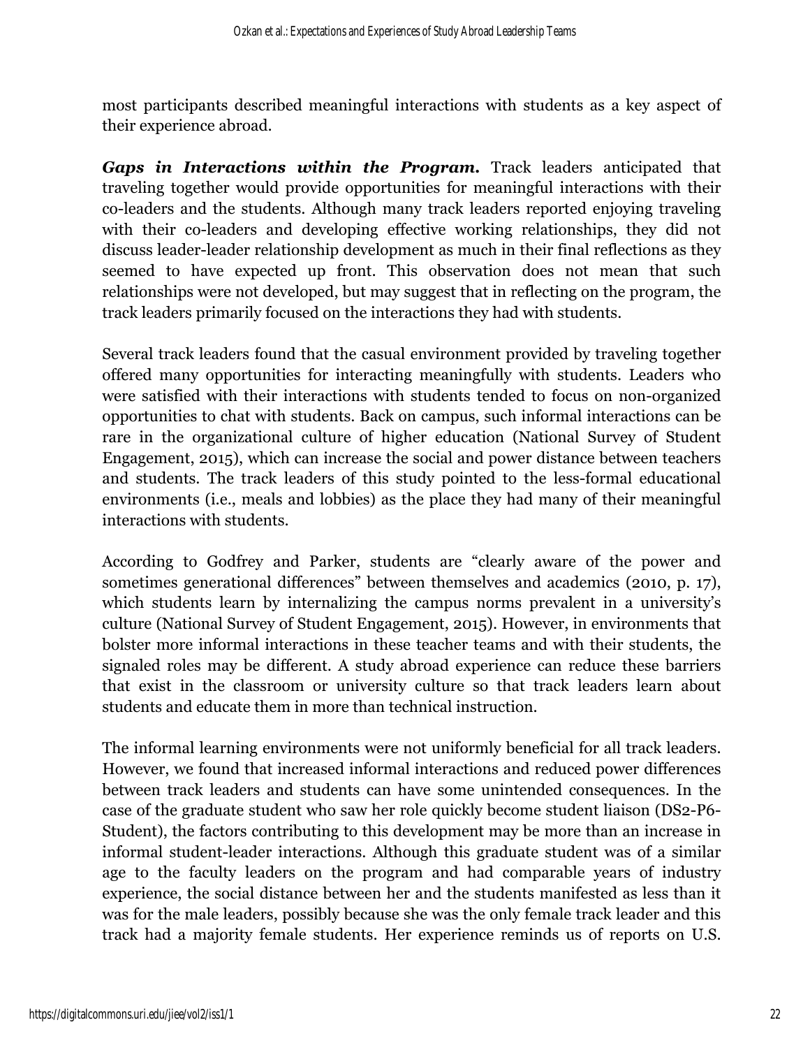most participants described meaningful interactions with students as a key aspect of their experience abroad.

***Gaps in Interactions within the Program.*** Track leaders anticipated that traveling together would provide opportunities for meaningful interactions with their co-leaders and the students. Although many track leaders reported enjoying traveling with their co-leaders and developing effective working relationships, they did not discuss leader-leader relationship development as much in their final reflections as they seemed to have expected up front. This observation does not mean that such relationships were not developed, but may suggest that in reflecting on the program, the track leaders primarily focused on the interactions they had with students.

Several track leaders found that the casual environment provided by traveling together offered many opportunities for interacting meaningfully with students. Leaders who were satisfied with their interactions with students tended to focus on non-organized opportunities to chat with students. Back on campus, such informal interactions can be rare in the organizational culture of higher education (National Survey of Student Engagement, 2015), which can increase the social and power distance between teachers and students. The track leaders of this study pointed to the less-formal educational environments (i.e., meals and lobbies) as the place they had many of their meaningful interactions with students.

According to Godfrey and Parker, students are "clearly aware of the power and sometimes generational differences" between themselves and academics (2010, p. 17), which students learn by internalizing the campus norms prevalent in a university's culture (National Survey of Student Engagement, 2015). However, in environments that bolster more informal interactions in these teacher teams and with their students, the signaled roles may be different. A study abroad experience can reduce these barriers that exist in the classroom or university culture so that track leaders learn about students and educate them in more than technical instruction.

The informal learning environments were not uniformly beneficial for all track leaders. However, we found that increased informal interactions and reduced power differences between track leaders and students can have some unintended consequences. In the case of the graduate student who saw her role quickly become student liaison (DS2-P6-Student), the factors contributing to this development may be more than an increase in informal student-leader interactions. Although this graduate student was of a similar age to the faculty leaders on the program and had comparable years of industry experience, the social distance between her and the students manifested as less than it was for the male leaders, possibly because she was the only female track leader and this track had a majority female students. Her experience reminds us of reports on U.S.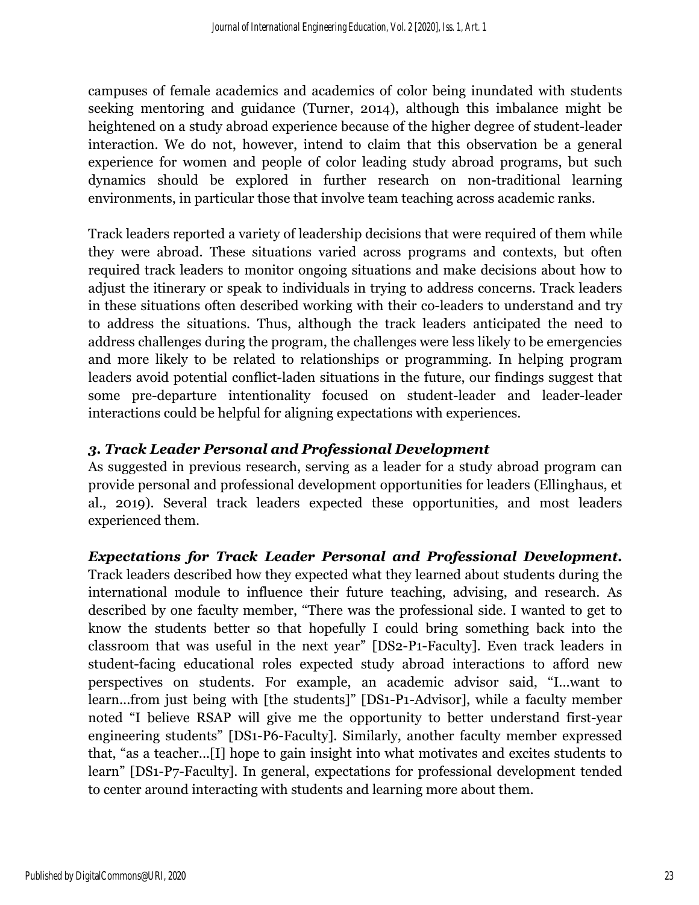campuses of female academics and academics of color being inundated with students seeking mentoring and guidance (Turner, 2014), although this imbalance might be heightened on a study abroad experience because of the higher degree of student-leader interaction. We do not, however, intend to claim that this observation be a general experience for women and people of color leading study abroad programs, but such dynamics should be explored in further research on non-traditional learning environments, in particular those that involve team teaching across academic ranks.

Track leaders reported a variety of leadership decisions that were required of them while they were abroad. These situations varied across programs and contexts, but often required track leaders to monitor ongoing situations and make decisions about how to adjust the itinerary or speak to individuals in trying to address concerns. Track leaders in these situations often described working with their co-leaders to understand and try to address the situations. Thus, although the track leaders anticipated the need to address challenges during the program, the challenges were less likely to be emergencies and more likely to be related to relationships or programming. In helping program leaders avoid potential conflict-laden situations in the future, our findings suggest that some pre-departure intentionality focused on student-leader and leader-leader interactions could be helpful for aligning expectations with experiences.

### *3. Track Leader Personal and Professional Development*

As suggested in previous research, serving as a leader for a study abroad program can provide personal and professional development opportunities for leaders (Ellinghaus, et al., 2019). Several track leaders expected these opportunities, and most leaders experienced them.

***Expectations for Track Leader Personal and Professional Development.*** Track leaders described how they expected what they learned about students during the international module to influence their future teaching, advising, and research. As described by one faculty member, "There was the professional side. I wanted to get to know the students better so that hopefully I could bring something back into the classroom that was useful in the next year" [DS2-P1-Faculty]. Even track leaders in student-facing educational roles expected study abroad interactions to afford new perspectives on students. For example, an academic advisor said, "I…want to learn…from just being with [the students]" [DS1-P1-Advisor], while a faculty member noted "I believe RSAP will give me the opportunity to better understand first-year engineering students" [DS1-P6-Faculty]. Similarly, another faculty member expressed that, "as a teacher…[I] hope to gain insight into what motivates and excites students to learn" [DS1-P7-Faculty]. In general, expectations for professional development tended to center around interacting with students and learning more about them.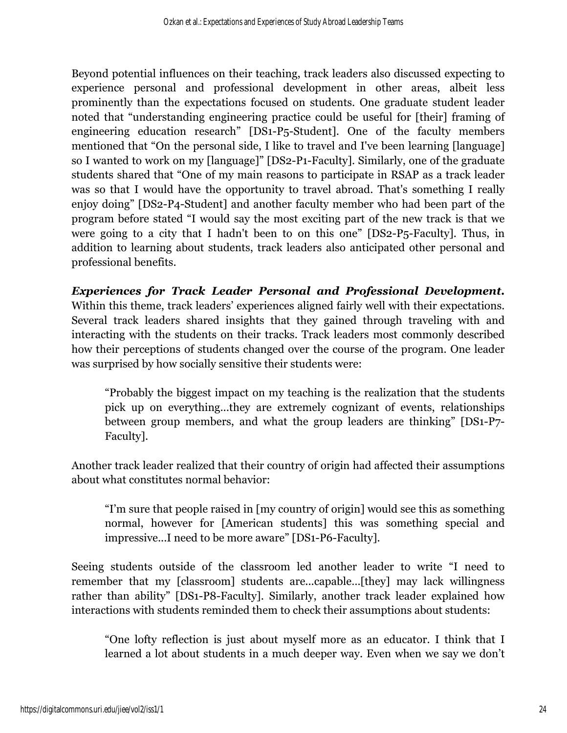Beyond potential influences on their teaching, track leaders also discussed expecting to experience personal and professional development in other areas, albeit less prominently than the expectations focused on students. One graduate student leader noted that "understanding engineering practice could be useful for [their] framing of engineering education research" [DS1-P5-Student]. One of the faculty members mentioned that "On the personal side, I like to travel and I've been learning [language] so I wanted to work on my [language]" [DS2-P1-Faculty]. Similarly, one of the graduate students shared that "One of my main reasons to participate in RSAP as a track leader was so that I would have the opportunity to travel abroad. That's something I really enjoy doing" [DS2-P4-Student] and another faculty member who had been part of the program before stated "I would say the most exciting part of the new track is that we were going to a city that I hadn't been to on this one" [DS2-P5-Faculty]. Thus, in addition to learning about students, track leaders also anticipated other personal and professional benefits.

***Experiences for Track Leader Personal and Professional Development.*** Within this theme, track leaders' experiences aligned fairly well with their expectations. Several track leaders shared insights that they gained through traveling with and interacting with the students on their tracks. Track leaders most commonly described how their perceptions of students changed over the course of the program. One leader was surprised by how socially sensitive their students were:

> "Probably the biggest impact on my teaching is the realization that the students pick up on everything...they are extremely cognizant of events, relationships between group members, and what the group leaders are thinking" [DS1-P7-Faculty].

Another track leader realized that their country of origin had affected their assumptions about what constitutes normal behavior:

> "I'm sure that people raised in [my country of origin] would see this as something normal, however for [American students] this was something special and impressive...I need to be more aware" [DS1-P6-Faculty].

Seeing students outside of the classroom led another leader to write "I need to remember that my [classroom] students are...capable...[they] may lack willingness rather than ability" [DS1-P8-Faculty]. Similarly, another track leader explained how interactions with students reminded them to check their assumptions about students:

> "One lofty reflection is just about myself more as an educator. I think that I learned a lot about students in a much deeper way. Even when we say we don't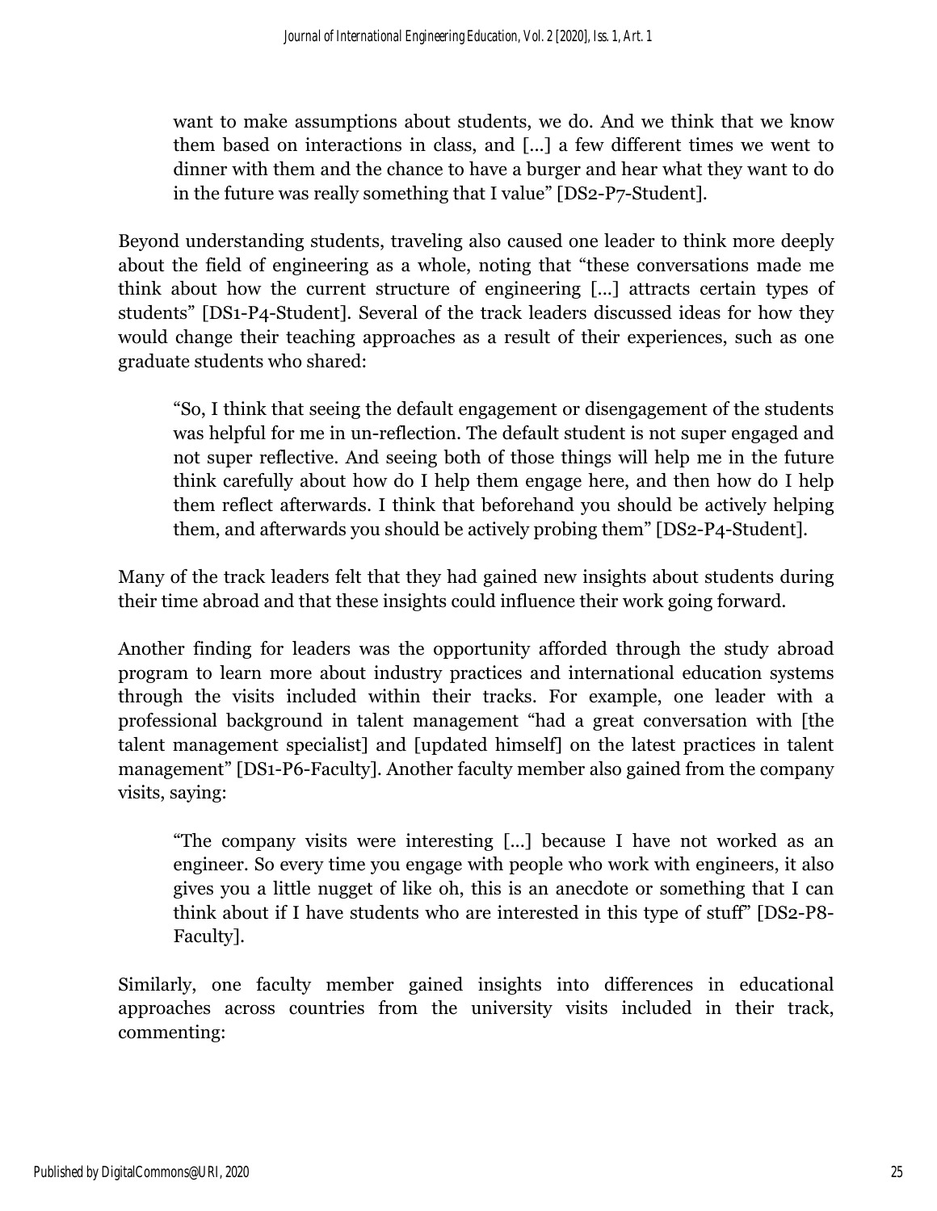> want to make assumptions about students, we do. And we think that we know them based on interactions in class, and [...] a few different times we went to dinner with them and the chance to have a burger and hear what they want to do in the future was really something that I value" [DS2-P7-Student].

Beyond understanding students, traveling also caused one leader to think more deeply about the field of engineering as a whole, noting that "these conversations made me think about how the current structure of engineering [...] attracts certain types of students" [DS1-P4-Student]. Several of the track leaders discussed ideas for how they would change their teaching approaches as a result of their experiences, such as one graduate students who shared:

> "So, I think that seeing the default engagement or disengagement of the students was helpful for me in un-reflection. The default student is not super engaged and not super reflective. And seeing both of those things will help me in the future think carefully about how do I help them engage here, and then how do I help them reflect afterwards. I think that beforehand you should be actively helping them, and afterwards you should be actively probing them" [DS2-P4-Student].

Many of the track leaders felt that they had gained new insights about students during their time abroad and that these insights could influence their work going forward.

Another finding for leaders was the opportunity afforded through the study abroad program to learn more about industry practices and international education systems through the visits included within their tracks. For example, one leader with a professional background in talent management "had a great conversation with [the talent management specialist] and [updated himself] on the latest practices in talent management" [DS1-P6-Faculty]. Another faculty member also gained from the company visits, saying:

> "The company visits were interesting [...] because I have not worked as an engineer. So every time you engage with people who work with engineers, it also gives you a little nugget of like oh, this is an anecdote or something that I can think about if I have students who are interested in this type of stuff" [DS2-P8-Faculty].

Similarly, one faculty member gained insights into differences in educational approaches across countries from the university visits included in their track, commenting: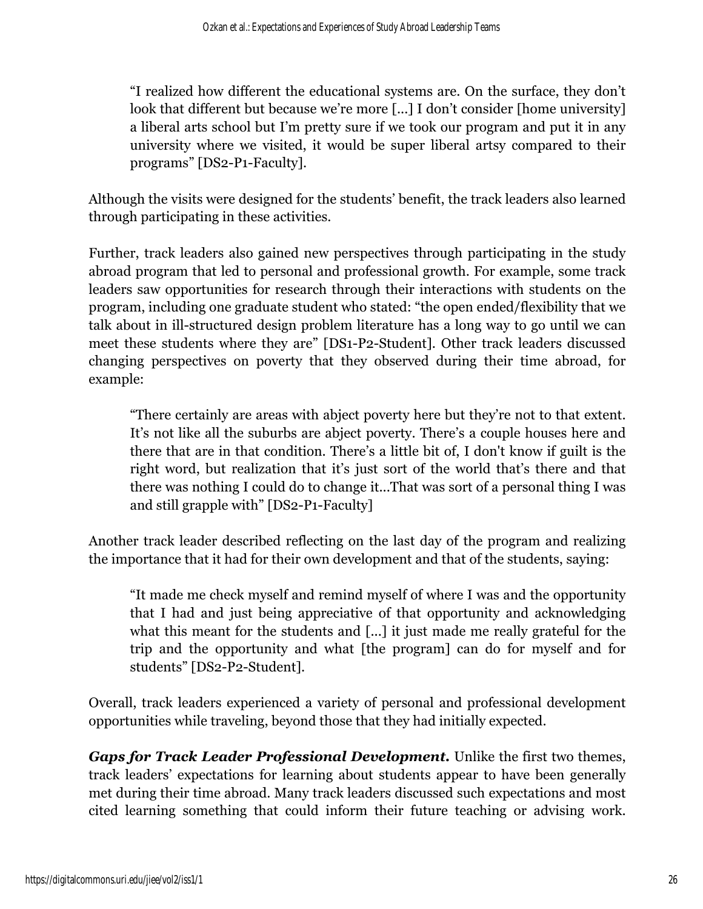> "I realized how different the educational systems are. On the surface, they don't look that different but because we're more [...] I don't consider [home university] a liberal arts school but I'm pretty sure if we took our program and put it in any university where we visited, it would be super liberal artsy compared to their programs" [DS2-P1-Faculty].

Although the visits were designed for the students' benefit, the track leaders also learned through participating in these activities.

Further, track leaders also gained new perspectives through participating in the study abroad program that led to personal and professional growth. For example, some track leaders saw opportunities for research through their interactions with students on the program, including one graduate student who stated: "the open ended/flexibility that we talk about in ill-structured design problem literature has a long way to go until we can meet these students where they are" [DS1-P2-Student]. Other track leaders discussed changing perspectives on poverty that they observed during their time abroad, for example:

> "There certainly are areas with abject poverty here but they're not to that extent. It's not like all the suburbs are abject poverty. There's a couple houses here and there that are in that condition. There's a little bit of, I don't know if guilt is the right word, but realization that it's just sort of the world that's there and that there was nothing I could do to change it...That was sort of a personal thing I was and still grapple with" [DS2-P1-Faculty]

Another track leader described reflecting on the last day of the program and realizing the importance that it had for their own development and that of the students, saying:

> "It made me check myself and remind myself of where I was and the opportunity that I had and just being appreciative of that opportunity and acknowledging what this meant for the students and [...] it just made me really grateful for the trip and the opportunity and what [the program] can do for myself and for students" [DS2-P2-Student].

Overall, track leaders experienced a variety of personal and professional development opportunities while traveling, beyond those that they had initially expected.

***Gaps for Track Leader Professional Development.*** Unlike the first two themes, track leaders' expectations for learning about students appear to have been generally met during their time abroad. Many track leaders discussed such expectations and most cited learning something that could inform their future teaching or advising work.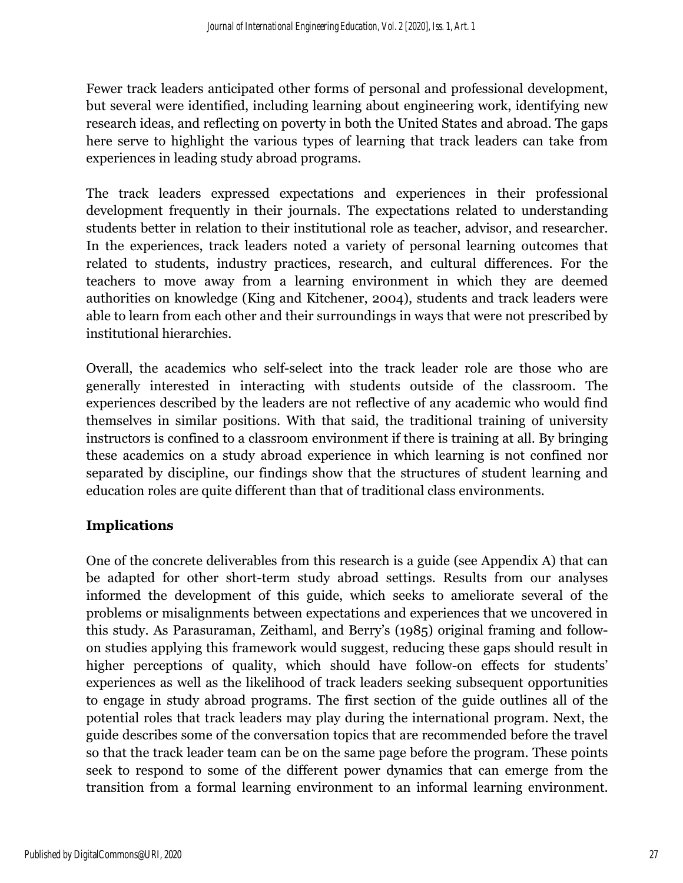Fewer track leaders anticipated other forms of personal and professional development, but several were identified, including learning about engineering work, identifying new research ideas, and reflecting on poverty in both the United States and abroad. The gaps here serve to highlight the various types of learning that track leaders can take from experiences in leading study abroad programs.

The track leaders expressed expectations and experiences in their professional development frequently in their journals. The expectations related to understanding students better in relation to their institutional role as teacher, advisor, and researcher. In the experiences, track leaders noted a variety of personal learning outcomes that related to students, industry practices, research, and cultural differences. For the teachers to move away from a learning environment in which they are deemed authorities on knowledge (King and Kitchener, 2004), students and track leaders were able to learn from each other and their surroundings in ways that were not prescribed by institutional hierarchies.

Overall, the academics who self-select into the track leader role are those who are generally interested in interacting with students outside of the classroom. The experiences described by the leaders are not reflective of any academic who would find themselves in similar positions. With that said, the traditional training of university instructors is confined to a classroom environment if there is training at all. By bringing these academics on a study abroad experience in which learning is not confined nor separated by discipline, our findings show that the structures of student learning and education roles are quite different than that of traditional class environments.

## Implications

One of the concrete deliverables from this research is a guide (see Appendix A) that can be adapted for other short-term study abroad settings. Results from our analyses informed the development of this guide, which seeks to ameliorate several of the problems or misalignments between expectations and experiences that we uncovered in this study. As Parasuraman, Zeithaml, and Berry's (1985) original framing and follow-on studies applying this framework would suggest, reducing these gaps should result in higher perceptions of quality, which should have follow-on effects for students' experiences as well as the likelihood of track leaders seeking subsequent opportunities to engage in study abroad programs. The first section of the guide outlines all of the potential roles that track leaders may play during the international program. Next, the guide describes some of the conversation topics that are recommended before the travel so that the track leader team can be on the same page before the program. These points seek to respond to some of the different power dynamics that can emerge from the transition from a formal learning environment to an informal learning environment.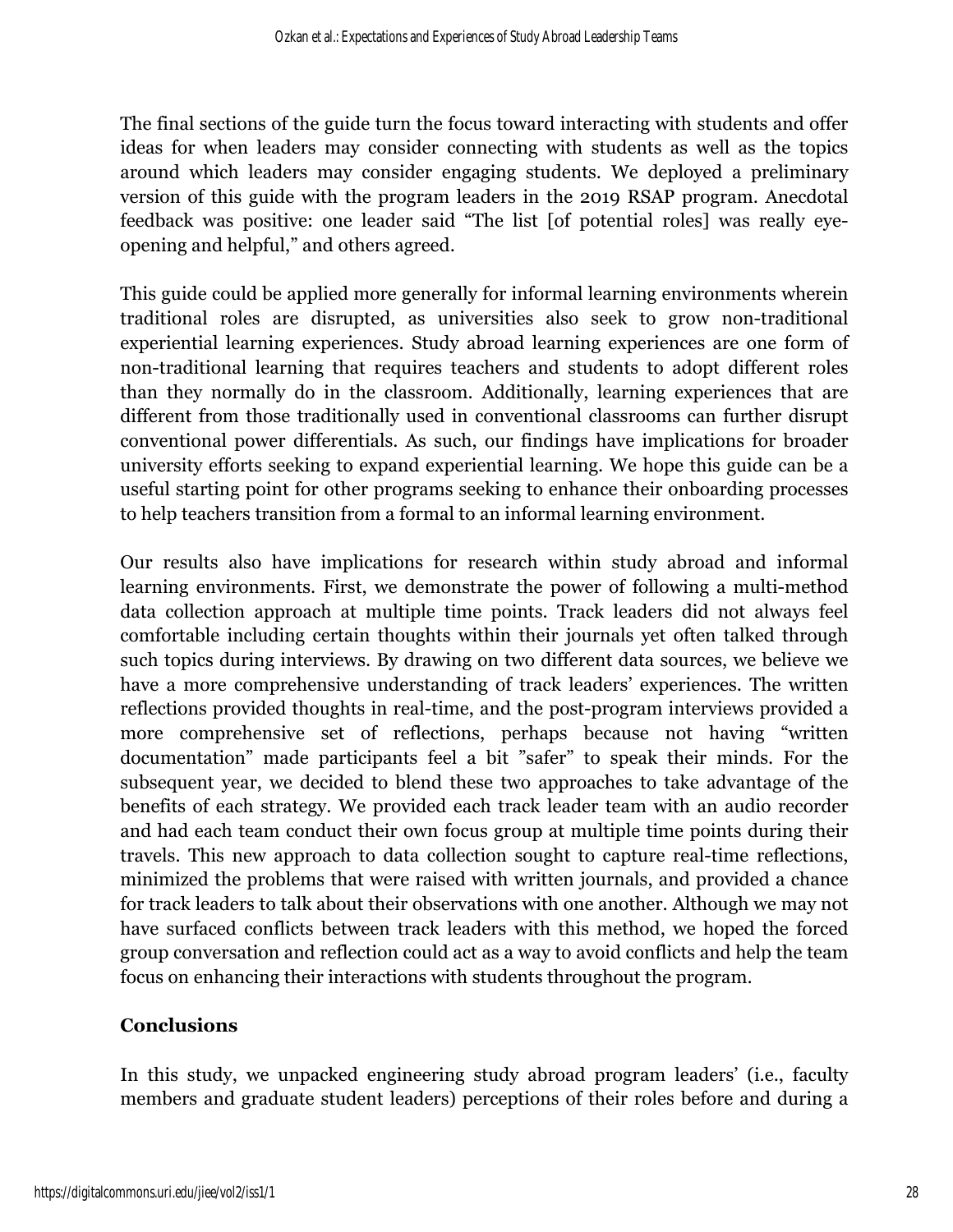The final sections of the guide turn the focus toward interacting with students and offer ideas for when leaders may consider connecting with students as well as the topics around which leaders may consider engaging students. We deployed a preliminary version of this guide with the program leaders in the 2019 RSAP program. Anecdotal feedback was positive: one leader said "The list [of potential roles] was really eye-opening and helpful," and others agreed.

This guide could be applied more generally for informal learning environments wherein traditional roles are disrupted, as universities also seek to grow non-traditional experiential learning experiences. Study abroad learning experiences are one form of non-traditional learning that requires teachers and students to adopt different roles than they normally do in the classroom. Additionally, learning experiences that are different from those traditionally used in conventional classrooms can further disrupt conventional power differentials. As such, our findings have implications for broader university efforts seeking to expand experiential learning. We hope this guide can be a useful starting point for other programs seeking to enhance their onboarding processes to help teachers transition from a formal to an informal learning environment.

Our results also have implications for research within study abroad and informal learning environments. First, we demonstrate the power of following a multi-method data collection approach at multiple time points. Track leaders did not always feel comfortable including certain thoughts within their journals yet often talked through such topics during interviews. By drawing on two different data sources, we believe we have a more comprehensive understanding of track leaders' experiences. The written reflections provided thoughts in real-time, and the post-program interviews provided a more comprehensive set of reflections, perhaps because not having "written documentation" made participants feel a bit "safer" to speak their minds. For the subsequent year, we decided to blend these two approaches to take advantage of the benefits of each strategy. We provided each track leader team with an audio recorder and had each team conduct their own focus group at multiple time points during their travels. This new approach to data collection sought to capture real-time reflections, minimized the problems that were raised with written journals, and provided a chance for track leaders to talk about their observations with one another. Although we may not have surfaced conflicts between track leaders with this method, we hoped the forced group conversation and reflection could act as a way to avoid conflicts and help the team focus on enhancing their interactions with students throughout the program.

## Conclusions

In this study, we unpacked engineering study abroad program leaders' (i.e., faculty members and graduate student leaders) perceptions of their roles before and during a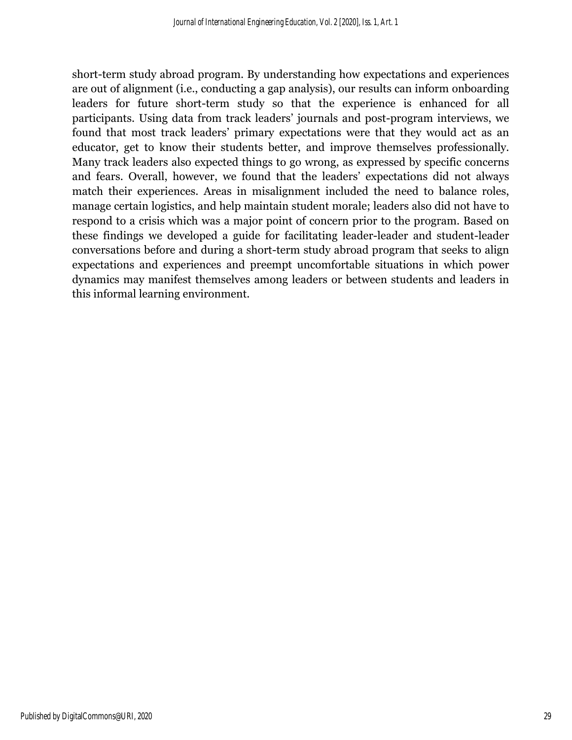short-term study abroad program. By understanding how expectations and experiences are out of alignment (i.e., conducting a gap analysis), our results can inform onboarding leaders for future short-term study so that the experience is enhanced for all participants. Using data from track leaders' journals and post-program interviews, we found that most track leaders' primary expectations were that they would act as an educator, get to know their students better, and improve themselves professionally. Many track leaders also expected things to go wrong, as expressed by specific concerns and fears. Overall, however, we found that the leaders' expectations did not always match their experiences. Areas in misalignment included the need to balance roles, manage certain logistics, and help maintain student morale; leaders also did not have to respond to a crisis which was a major point of concern prior to the program. Based on these findings we developed a guide for facilitating leader-leader and student-leader conversations before and during a short-term study abroad program that seeks to align expectations and experiences and preempt uncomfortable situations in which power dynamics may manifest themselves among leaders or between students and leaders in this informal learning environment.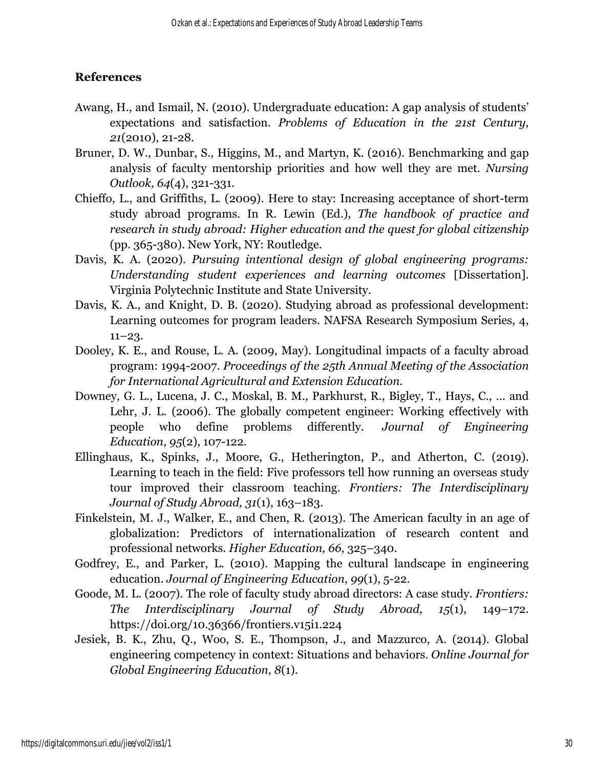## References

Awang, H., and Ismail, N. (2010). Undergraduate education: A gap analysis of students' expectations and satisfaction. *Problems of Education in the 21st Century, 21*(2010), 21-28.

Bruner, D. W., Dunbar, S., Higgins, M., and Martyn, K. (2016). Benchmarking and gap analysis of faculty mentorship priorities and how well they are met. *Nursing Outlook, 64*(4), 321-331.

Chieffo, L., and Griffiths, L. (2009). Here to stay: Increasing acceptance of short-term study abroad programs. In R. Lewin (Ed.), *The handbook of practice and research in study abroad: Higher education and the quest for global citizenship* (pp. 365-380). New York, NY: Routledge.

Davis, K. A. (2020). *Pursuing intentional design of global engineering programs: Understanding student experiences and learning outcomes* [Dissertation]. Virginia Polytechnic Institute and State University.

Davis, K. A., and Knight, D. B. (2020). Studying abroad as professional development: Learning outcomes for program leaders. NAFSA Research Symposium Series, 4, 11–23.

Dooley, K. E., and Rouse, L. A. (2009, May). Longitudinal impacts of a faculty abroad program: 1994-2007. *Proceedings of the 25th Annual Meeting of the Association for International Agricultural and Extension Education.*

Downey, G. L., Lucena, J. C., Moskal, B. M., Parkhurst, R., Bigley, T., Hays, C., ... and Lehr, J. L. (2006). The globally competent engineer: Working effectively with people who define problems differently. *Journal of Engineering Education*, *95*(2), 107-122.

Ellinghaus, K., Spinks, J., Moore, G., Hetherington, P., and Atherton, C. (2019). Learning to teach in the field: Five professors tell how running an overseas study tour improved their classroom teaching. *Frontiers: The Interdisciplinary Journal of Study Abroad, 31*(1), 163–183.

Finkelstein, M. J., Walker, E., and Chen, R. (2013). The American faculty in an age of globalization: Predictors of internationalization of research content and professional networks. *Higher Education, 66*, 325–340.

Godfrey, E., and Parker, L. (2010). Mapping the cultural landscape in engineering education. *Journal of Engineering Education*, *99*(1), 5-22.

Goode, M. L. (2007). The role of faculty study abroad directors: A case study. *Frontiers: The Interdisciplinary Journal of Study Abroad, 15*(1), 149–172. https://doi.org/10.36366/frontiers.v15i1.224

Jesiek, B. K., Zhu, Q., Woo, S. E., Thompson, J., and Mazzurco, A. (2014). Global engineering competency in context: Situations and behaviors. *Online Journal for Global Engineering Education*, *8*(1).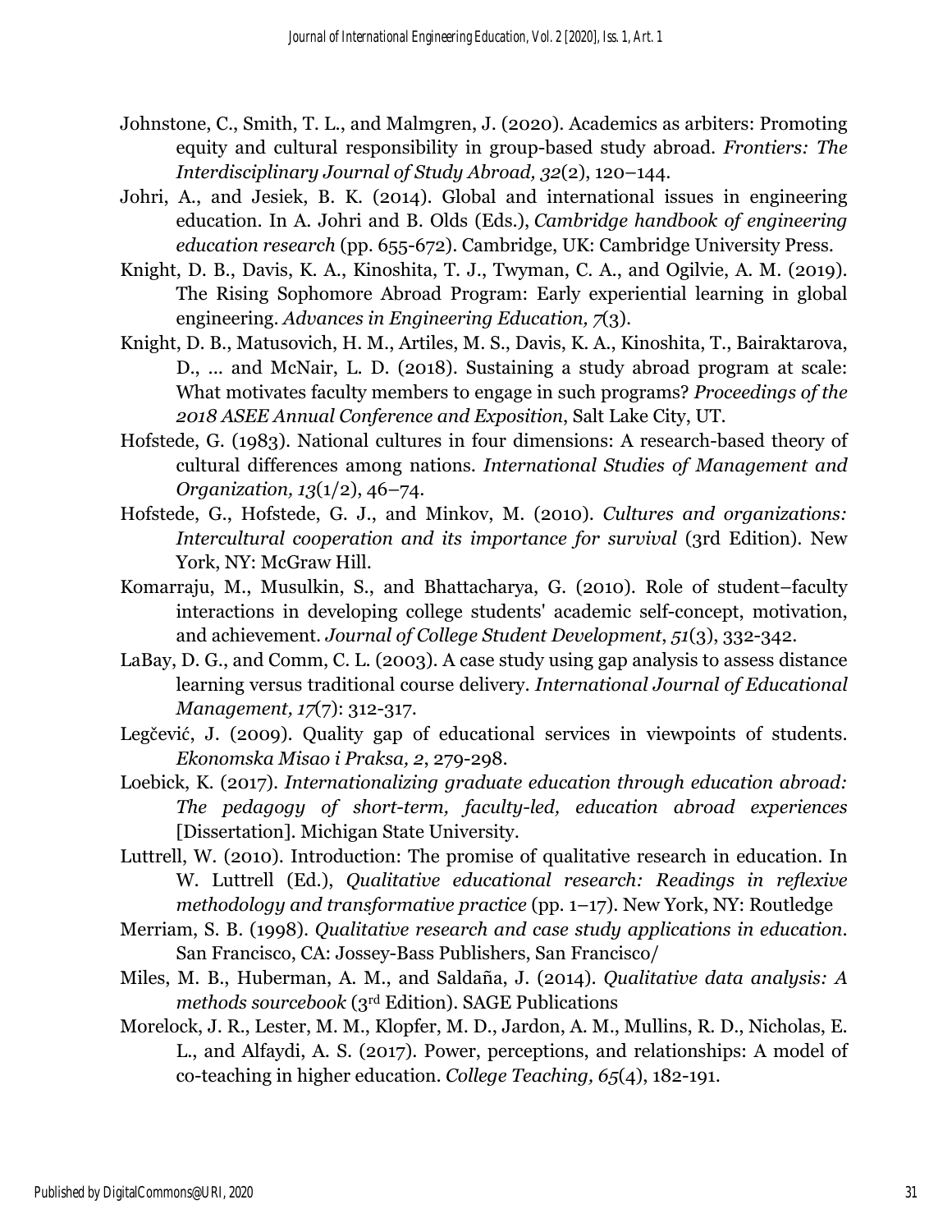Johnstone, C., Smith, T. L., and Malmgren, J. (2020). Academics as arbiters: Promoting equity and cultural responsibility in group-based study abroad. *Frontiers: The Interdisciplinary Journal of Study Abroad, 32*(2), 120–144.

Johri, A., and Jesiek, B. K. (2014). Global and international issues in engineering education. In A. Johri and B. Olds (Eds.), *Cambridge handbook of engineering education research* (pp. 655-672). Cambridge, UK: Cambridge University Press.

Knight, D. B., Davis, K. A., Kinoshita, T. J., Twyman, C. A., and Ogilvie, A. M. (2019). The Rising Sophomore Abroad Program: Early experiential learning in global engineering. *Advances in Engineering Education, 7*(3).

Knight, D. B., Matusovich, H. M., Artiles, M. S., Davis, K. A., Kinoshita, T., Bairaktarova, D., ... and McNair, L. D. (2018). Sustaining a study abroad program at scale: What motivates faculty members to engage in such programs? *Proceedings of the 2018 ASEE Annual Conference and Exposition*, Salt Lake City, UT.

Hofstede, G. (1983). National cultures in four dimensions: A research-based theory of cultural differences among nations. *International Studies of Management and Organization, 13*(1/2), 46–74.

Hofstede, G., Hofstede, G. J., and Minkov, M. (2010). *Cultures and organizations: Intercultural cooperation and its importance for survival* (3rd Edition). New York, NY: McGraw Hill.

Komarraju, M., Musulkin, S., and Bhattacharya, G. (2010). Role of student–faculty interactions in developing college students' academic self-concept, motivation, and achievement. *Journal of College Student Development*, *51*(3), 332-342.

LaBay, D. G., and Comm, C. L. (2003). A case study using gap analysis to assess distance learning versus traditional course delivery. *International Journal of Educational Management, 17*(7): 312-317.

Legčević, J. (2009). Quality gap of educational services in viewpoints of students. *Ekonomska Misao i Praksa, 2*, 279-298.

Loebick, K. (2017). *Internationalizing graduate education through education abroad: The pedagogy of short-term, faculty-led, education abroad experiences* [Dissertation]. Michigan State University.

Luttrell, W. (2010). Introduction: The promise of qualitative research in education. In W. Luttrell (Ed.), *Qualitative educational research: Readings in reflexive methodology and transformative practice* (pp. 1–17). New York, NY: Routledge

Merriam, S. B. (1998). *Qualitative research and case study applications in education*. San Francisco, CA: Jossey-Bass Publishers, San Francisco/

Miles, M. B., Huberman, A. M., and Saldaña, J. (2014). *Qualitative data analysis: A methods sourcebook* (3rd Edition). SAGE Publications

Morelock, J. R., Lester, M. M., Klopfer, M. D., Jardon, A. M., Mullins, R. D., Nicholas, E. L., and Alfaydi, A. S. (2017). Power, perceptions, and relationships: A model of co-teaching in higher education. *College Teaching, 65*(4), 182-191.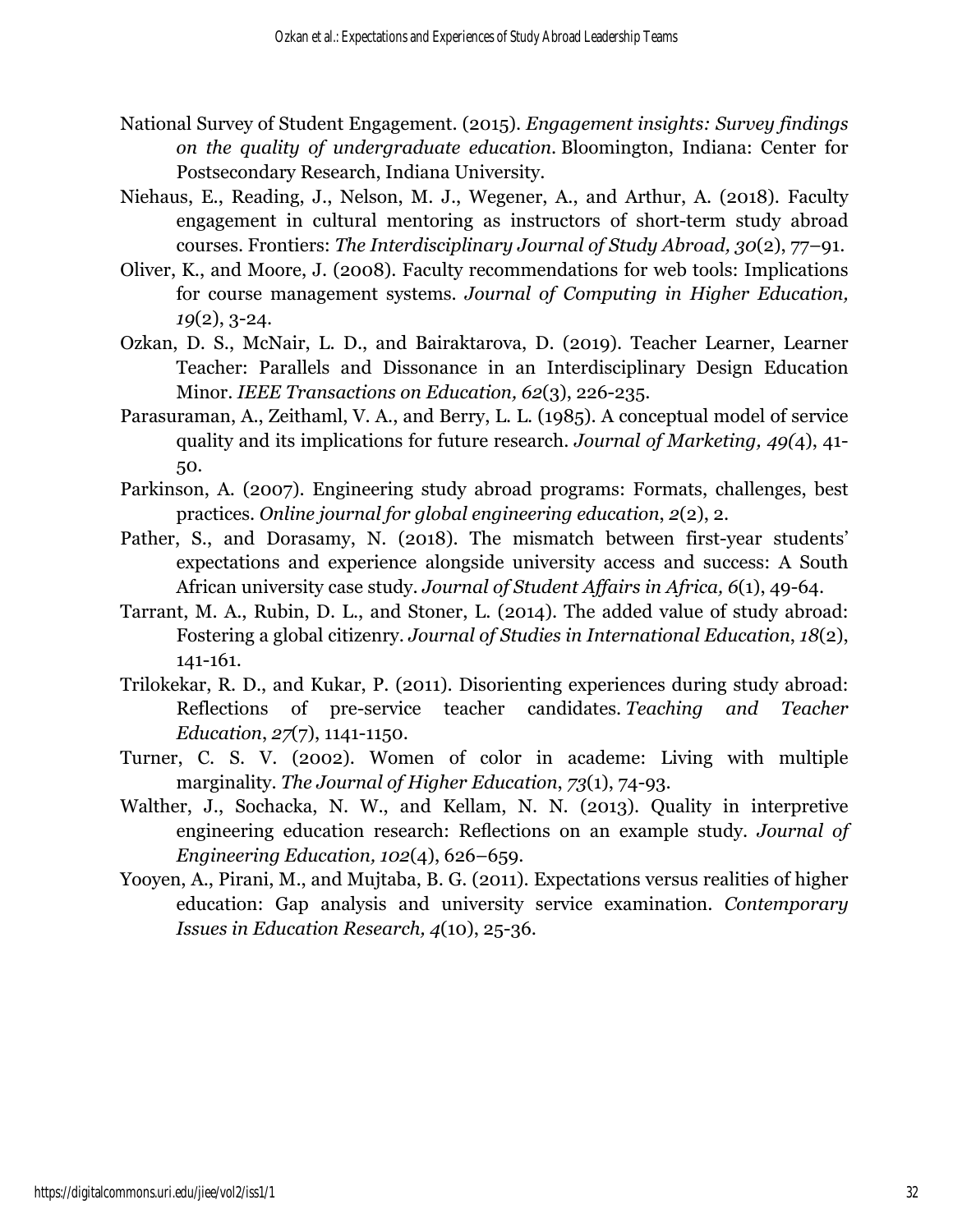National Survey of Student Engagement. (2015). *Engagement insights: Survey findings on the quality of undergraduate education.* Bloomington, Indiana: Center for Postsecondary Research, Indiana University.

Niehaus, E., Reading, J., Nelson, M. J., Wegener, A., and Arthur, A. (2018). Faculty engagement in cultural mentoring as instructors of short-term study abroad courses. Frontiers: *The Interdisciplinary Journal of Study Abroad, 30*(2), 77–91.

Oliver, K., and Moore, J. (2008). Faculty recommendations for web tools: Implications for course management systems. *Journal of Computing in Higher Education, 19*(2), 3-24.

Ozkan, D. S., McNair, L. D., and Bairaktarova, D. (2019). Teacher Learner, Learner Teacher: Parallels and Dissonance in an Interdisciplinary Design Education Minor. *IEEE Transactions on Education, 62*(3), 226-235.

Parasuraman, A., Zeithaml, V. A., and Berry, L. L. (1985). A conceptual model of service quality and its implications for future research. *Journal of Marketing, 49(*4), 41-50.

Parkinson, A. (2007). Engineering study abroad programs: Formats, challenges, best practices. *Online journal for global engineering education*, *2*(2), 2.

Pather, S., and Dorasamy, N. (2018). The mismatch between first-year students' expectations and experience alongside university access and success: A South African university case study. *Journal of Student Affairs in Africa, 6*(1), 49-64.

Tarrant, M. A., Rubin, D. L., and Stoner, L. (2014). The added value of study abroad: Fostering a global citizenry. *Journal of Studies in International Education*, *18*(2), 141-161.

Trilokekar, R. D., and Kukar, P. (2011). Disorienting experiences during study abroad: Reflections of pre-service teacher candidates. *Teaching and Teacher Education*, *27*(7), 1141-1150.

Turner, C. S. V. (2002). Women of color in academe: Living with multiple marginality. *The Journal of Higher Education*, *73*(1), 74-93.

Walther, J., Sochacka, N. W., and Kellam, N. N. (2013). Quality in interpretive engineering education research: Reflections on an example study. *Journal of Engineering Education, 102*(4), 626–659.

Yooyen, A., Pirani, M., and Mujtaba, B. G. (2011). Expectations versus realities of higher education: Gap analysis and university service examination. *Contemporary Issues in Education Research, 4*(10), 25-36.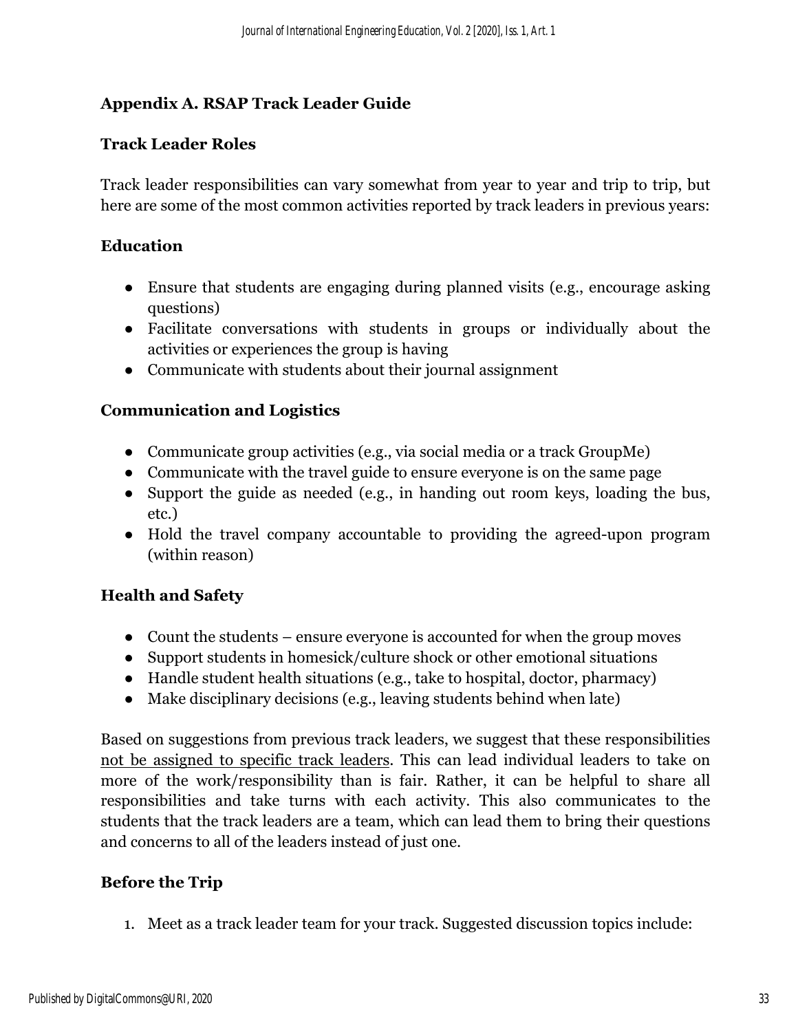## Appendix A. RSAP Track Leader Guide

### Track Leader Roles

Track leader responsibilities can vary somewhat from year to year and trip to trip, but here are some of the most common activities reported by track leaders in previous years:

### Education

- Ensure that students are engaging during planned visits (e.g., encourage asking questions)
- Facilitate conversations with students in groups or individually about the activities or experiences the group is having
- Communicate with students about their journal assignment

### Communication and Logistics

- Communicate group activities (e.g., via social media or a track GroupMe)
- Communicate with the travel guide to ensure everyone is on the same page
- Support the guide as needed (e.g., in handing out room keys, loading the bus, etc.)
- Hold the travel company accountable to providing the agreed-upon program (within reason)

### Health and Safety

- Count the students – ensure everyone is accounted for when the group moves
- Support students in homesick/culture shock or other emotional situations
- Handle student health situations (e.g., take to hospital, doctor, pharmacy)
- Make disciplinary decisions (e.g., leaving students behind when late)

Based on suggestions from previous track leaders, we suggest that these responsibilities <u>not be assigned to specific track leaders</u>. This can lead individual leaders to take on more of the work/responsibility than is fair. Rather, it can be helpful to share all responsibilities and take turns with each activity. This also communicates to the students that the track leaders are a team, which can lead them to bring their questions and concerns to all of the leaders instead of just one.

### Before the Trip

1. Meet as a track leader team for your track. Suggested discussion topics include: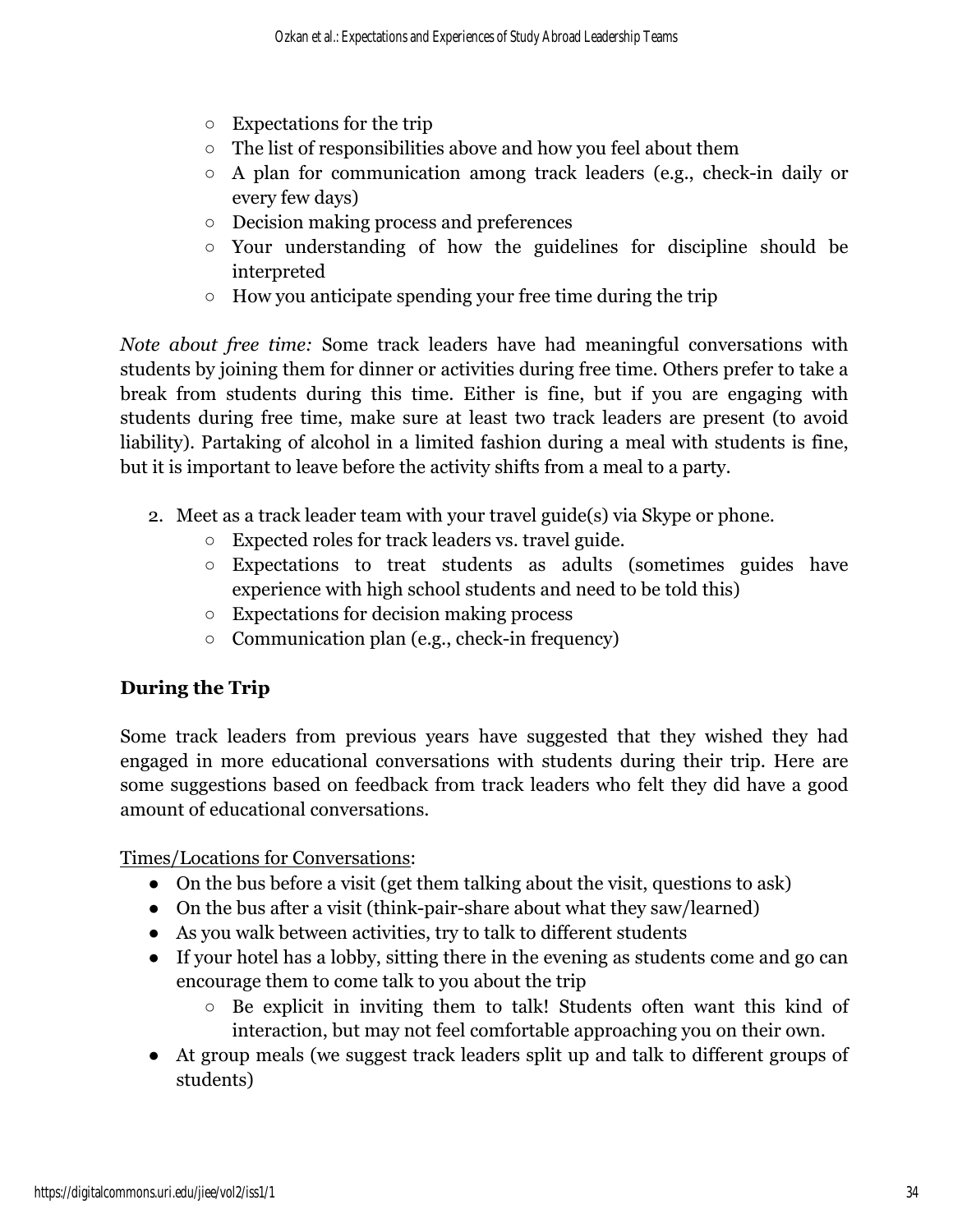- Expectations for the trip
  - The list of responsibilities above and how you feel about them
  - A plan for communication among track leaders (e.g., check-in daily or every few days)
  - Decision making process and preferences
  - Your understanding of how the guidelines for discipline should be interpreted
  - How you anticipate spending your free time during the trip

*Note about free time:* Some track leaders have had meaningful conversations with students by joining them for dinner or activities during free time. Others prefer to take a break from students during this time. Either is fine, but if you are engaging with students during free time, make sure at least two track leaders are present (to avoid liability). Partaking of alcohol in a limited fashion during a meal with students is fine, but it is important to leave before the activity shifts from a meal to a party.

2. Meet as a track leader team with your travel guide(s) via Skype or phone.
   - Expected roles for track leaders vs. travel guide.
   - Expectations to treat students as adults (sometimes guides have experience with high school students and need to be told this)
   - Expectations for decision making process
   - Communication plan (e.g., check-in frequency)

## During the Trip

Some track leaders from previous years have suggested that they wished they had engaged in more educational conversations with students during their trip. Here are some suggestions based on feedback from track leaders who felt they did have a good amount of educational conversations.

<u>Times/Locations for Conversations</u>:

- On the bus before a visit (get them talking about the visit, questions to ask)
- On the bus after a visit (think-pair-share about what they saw/learned)
- As you walk between activities, try to talk to different students
- If your hotel has a lobby, sitting there in the evening as students come and go can encourage them to come talk to you about the trip
  - Be explicit in inviting them to talk! Students often want this kind of interaction, but may not feel comfortable approaching you on their own.
- At group meals (we suggest track leaders split up and talk to different groups of students)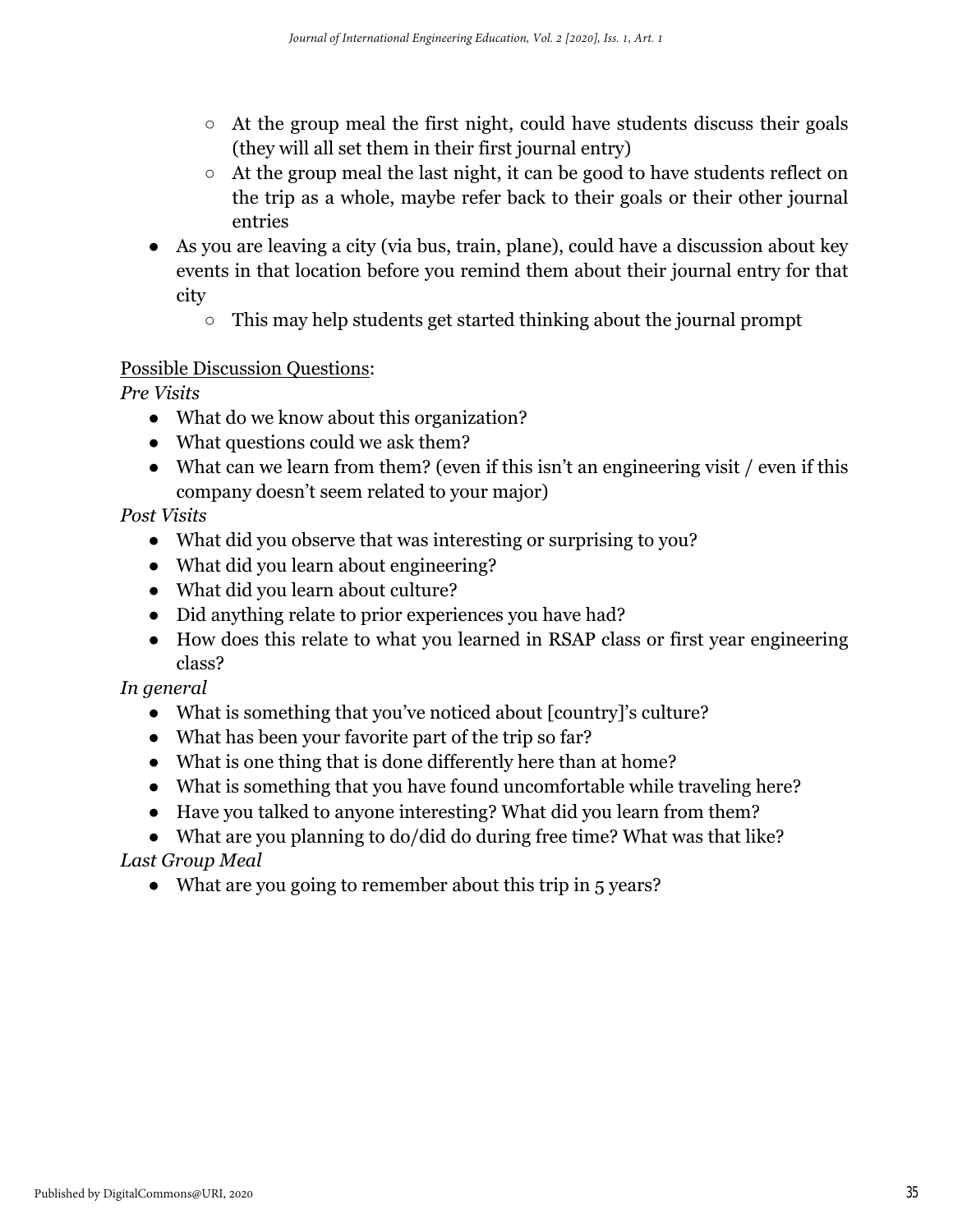- At the group meal the first night, could have students discuss their goals (they will all set them in their first journal entry)
    - At the group meal the last night, it can be good to have students reflect on the trip as a whole, maybe refer back to their goals or their other journal entries
- As you are leaving a city (via bus, train, plane), could have a discussion about key events in that location before you remind them about their journal entry for that city
    - This may help students get started thinking about the journal prompt

<u>Possible Discussion Questions</u>:

*Pre Visits*

- What do we know about this organization?
- What questions could we ask them?
- What can we learn from them? (even if this isn't an engineering visit / even if this company doesn't seem related to your major)

*Post Visits*

- What did you observe that was interesting or surprising to you?
- What did you learn about engineering?
- What did you learn about culture?
- Did anything relate to prior experiences you have had?
- How does this relate to what you learned in RSAP class or first year engineering class?

*In general*

- What is something that you've noticed about [country]'s culture?
- What has been your favorite part of the trip so far?
- What is one thing that is done differently here than at home?
- What is something that you have found uncomfortable while traveling here?
- Have you talked to anyone interesting? What did you learn from them?
- What are you planning to do/did do during free time? What was that like?

*Last Group Meal*

- What are you going to remember about this trip in 5 years?